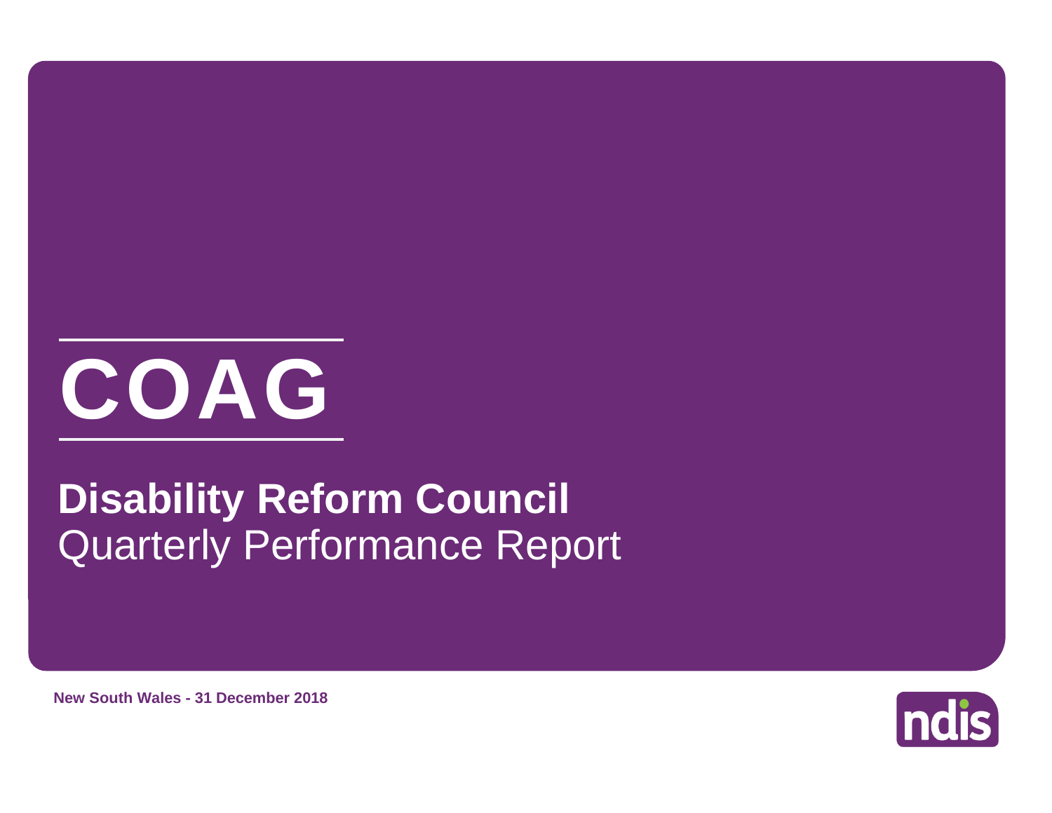# COAG

## Disability Reform Council

Quarterly Performance Report

**New South Wales - 31 December 2018**

ndis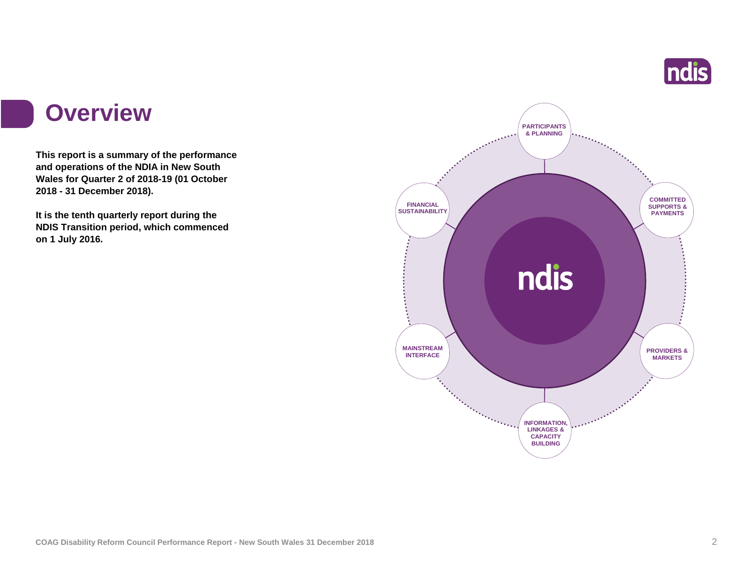# Overview

**This report is a summary of the performance and operations of the NDIA in New South Wales for Quarter 2 of 2018-19 (01 October 2018 - 31 December 2018).**

**It is the tenth quarterly report during the NDIS Transition period, which commenced on 1 July 2016.**

PARTICIPANTS & PLANNING

COMMITTED SUPPORTS & PAYMENTS

PROVIDERS & MARKETS

INFORMATION, LINKAGES & CAPACITY BUILDING

MAINSTREAM INTERFACE

FINANCIAL SUSTAINABILITY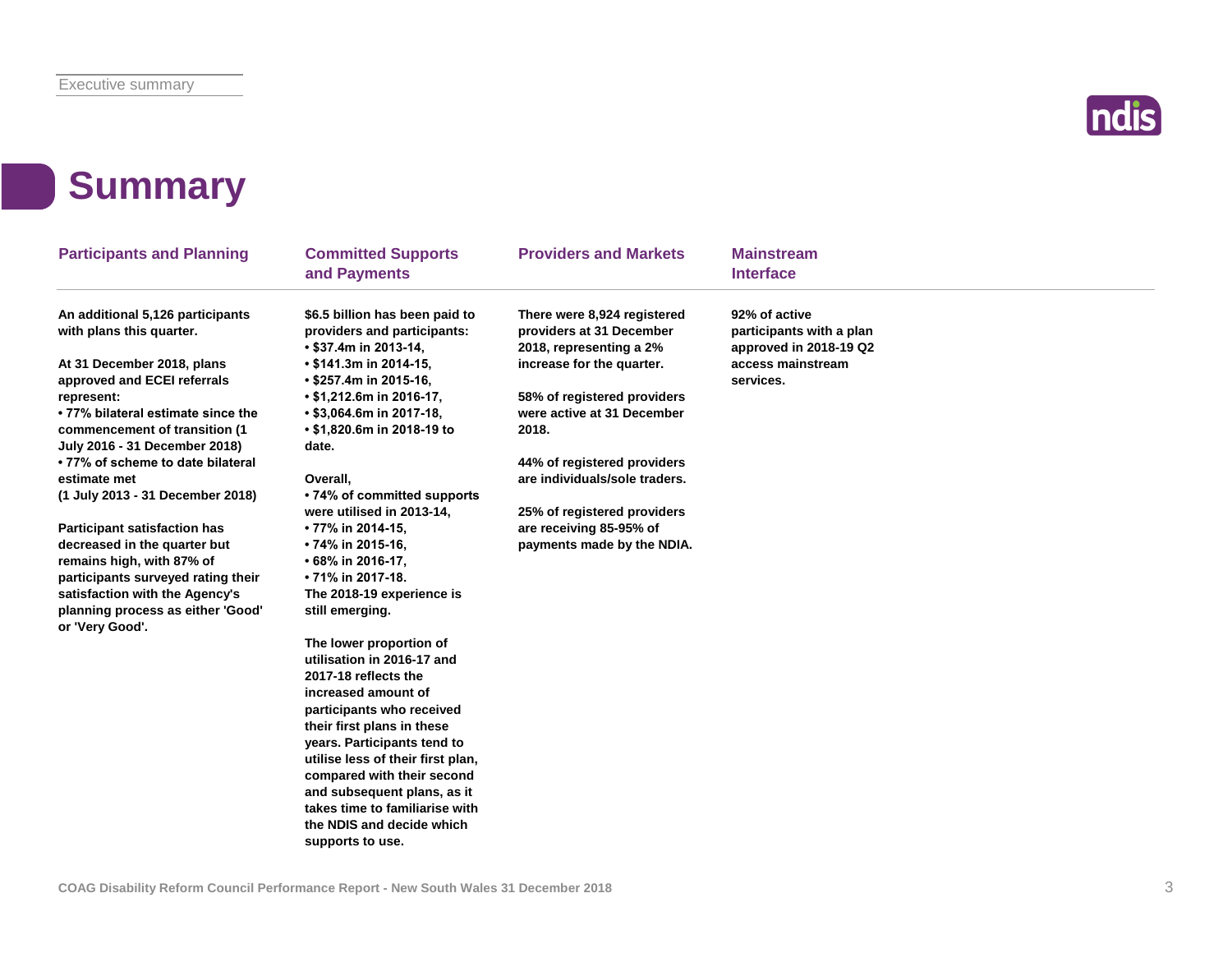# Summary

## Participants and Planning

**An additional 5,126 participants with plans this quarter.**

**At 31 December 2018, plans approved and ECEI referrals represent:**
- **77% bilateral estimate since the commencement of transition (1 July 2016 - 31 December 2018)**
- **77% of scheme to date bilateral estimate met (1 July 2013 - 31 December 2018)**

**Participant satisfaction has decreased in the quarter but remains high, with 87% of participants surveyed rating their satisfaction with the Agency's planning process as either 'Good' or 'Very Good'.**

## Committed Supports and Payments

**$6.5 billion has been paid to providers and participants:**
- **$37.4m in 2013-14,**
- **$141.3m in 2014-15,**
- **$257.4m in 2015-16,**
- **$1,212.6m in 2016-17,**
- **$3,064.6m in 2017-18,**
- **$1,820.6m in 2018-19 to date.**

**Overall,**
- **74% of committed supports were utilised in 2013-14,**
- **77% in 2014-15,**
- **74% in 2015-16,**
- **68% in 2016-17,**
- **71% in 2017-18.**

**The 2018-19 experience is still emerging.**

**The lower proportion of utilisation in 2016-17 and 2017-18 reflects the increased amount of participants who received their first plans in these years. Participants tend to utilise less of their first plan, compared with their second and subsequent plans, as it takes time to familiarise with the NDIS and decide which supports to use.**

## Providers and Markets

**There were 8,924 registered providers at 31 December 2018, representing a 2% increase for the quarter.**

**58% of registered providers were active at 31 December 2018.**

**44% of registered providers are individuals/sole traders.**

**25% of registered providers are receiving 85-95% of payments made by the NDIA.**

## Mainstream Interface

**92% of active participants with a plan approved in 2018-19 Q2 access mainstream services.**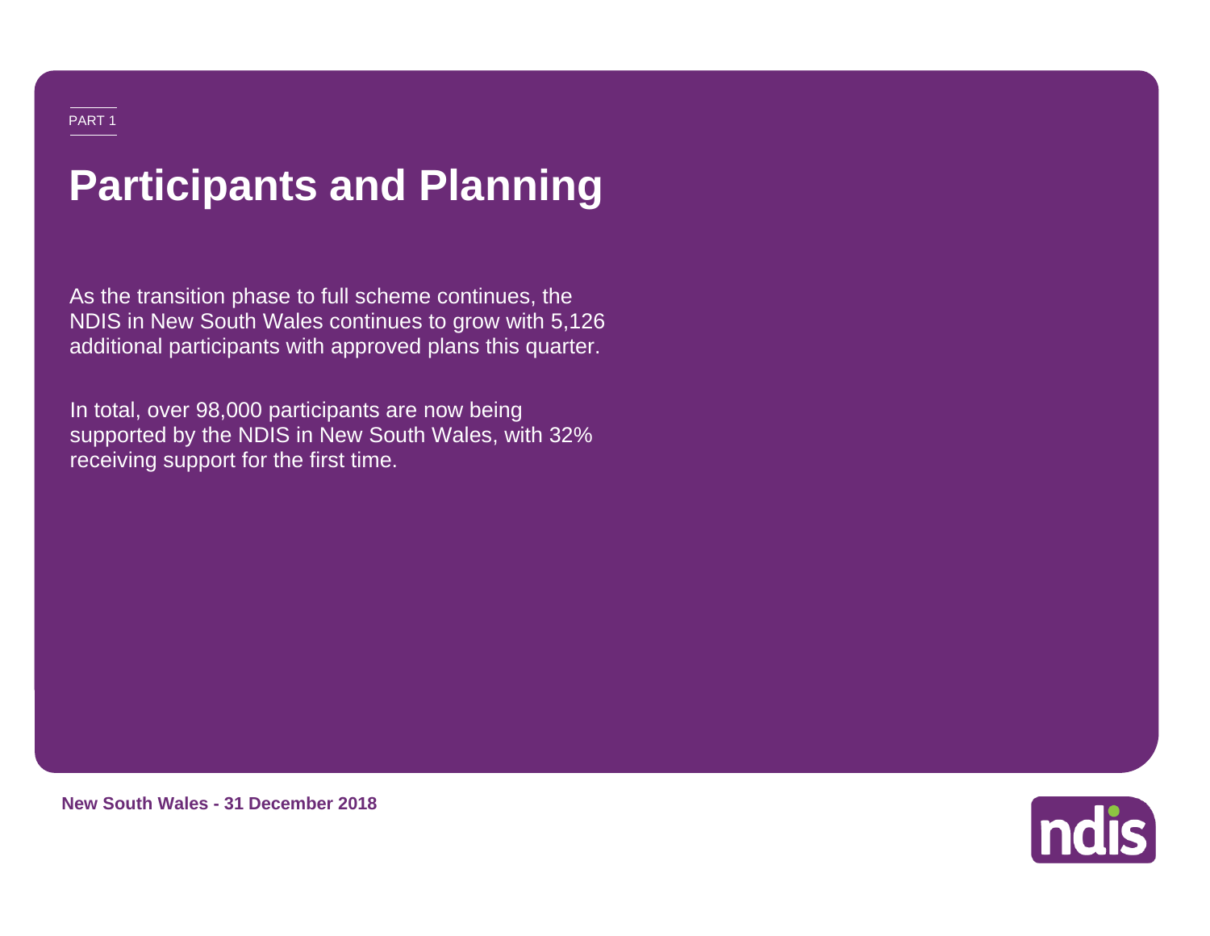PART 1

# Participants and Planning

As the transition phase to full scheme continues, the NDIS in New South Wales continues to grow with 5,126 additional participants with approved plans this quarter.

In total, over 98,000 participants are now being supported by the NDIS in New South Wales, with 32% receiving support for the first time.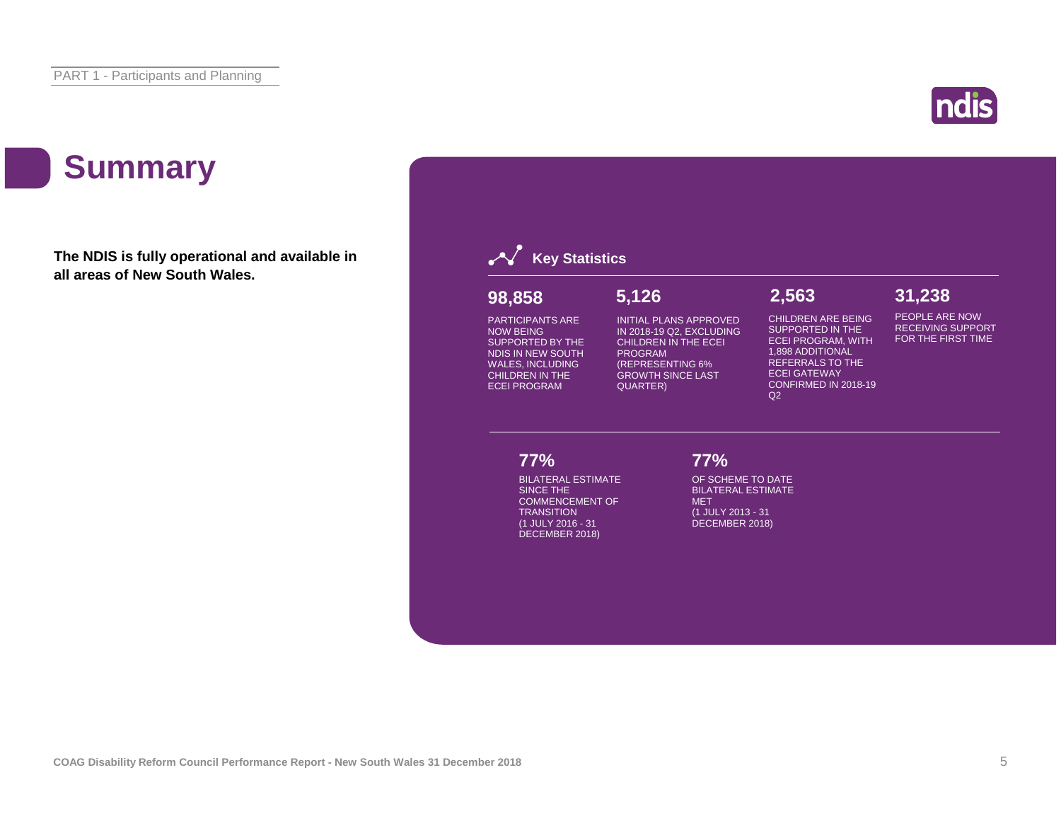# Summary

**The NDIS is fully operational and available in all areas of New South Wales.**

## Key Statistics

**98,858**

PARTICIPANTS ARE NOW BEING SUPPORTED BY THE NDIS IN NEW SOUTH WALES, INCLUDING CHILDREN IN THE ECEI PROGRAM

**5,126**

INITIAL PLANS APPROVED IN 2018-19 Q2, EXCLUDING CHILDREN IN THE ECEI PROGRAM (REPRESENTING 6% GROWTH SINCE LAST QUARTER)

**2,563**

CHILDREN ARE BEING SUPPORTED IN THE ECEI PROGRAM, WITH 1,898 ADDITIONAL REFERRALS TO THE ECEI GATEWAY CONFIRMED IN 2018-19 Q2

**31,238**

PEOPLE ARE NOW RECEIVING SUPPORT FOR THE FIRST TIME

**77%**

BILATERAL ESTIMATE SINCE THE COMMENCEMENT OF TRANSITION (1 JULY 2016 - 31 DECEMBER 2018)

**77%**

OF SCHEME TO DATE BILATERAL ESTIMATE MET (1 JULY 2013 - 31 DECEMBER 2018)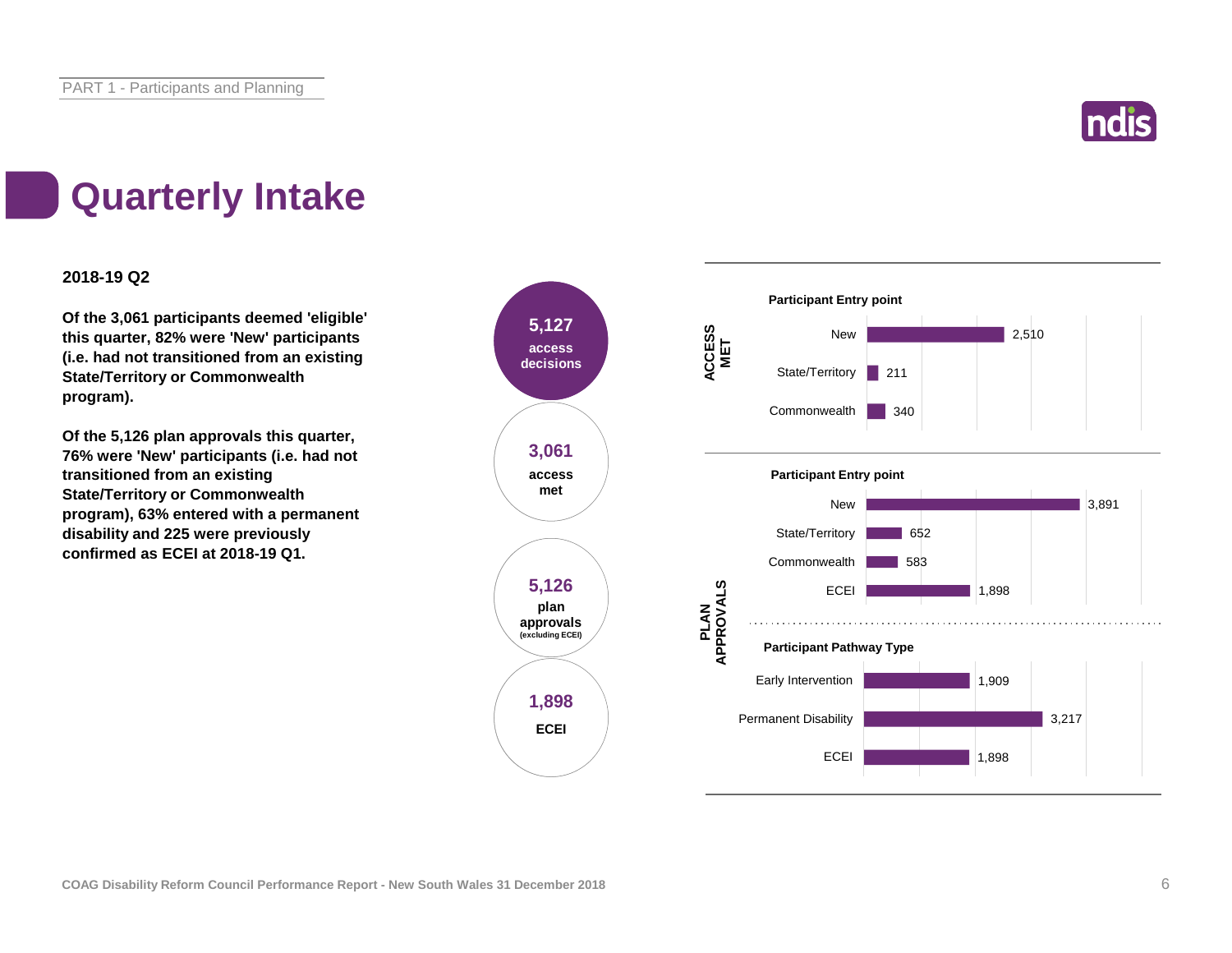# Quarterly Intake

**2018-19 Q2**

**Of the 3,061 participants deemed 'eligible' this quarter, 82% were 'New' participants (i.e. had not transitioned from an existing State/Territory or Commonwealth program).**

**Of the 5,126 plan approvals this quarter, 76% were 'New' participants (i.e. had not transitioned from an existing State/Territory or Commonwealth program), 63% entered with a permanent disability and 225 were previously confirmed as ECEI at 2018-19 Q1.**

**5,127** access decisions

**3,061** access met

**5,126** plan approvals (excluding ECEI)

**1,898** ECEI

**ACCESS MET**

Participant Entry point

| Participant Entry point | Count |
|---|---|
| New | 2,510 |
| State/Territory | 211 |
| Commonwealth | 340 |

**PLAN APPROVALS**

Participant Entry point

| Participant Entry point | Count |
|---|---|
| New | 3,891 |
| State/Territory | 652 |
| Commonwealth | 583 |
| ECEI | 1,898 |

Participant Pathway Type

| Participant Pathway Type | Count |
|---|---|
| Early Intervention | 1,909 |
| Permanent Disability | 3,217 |
| ECEI | 1,898 |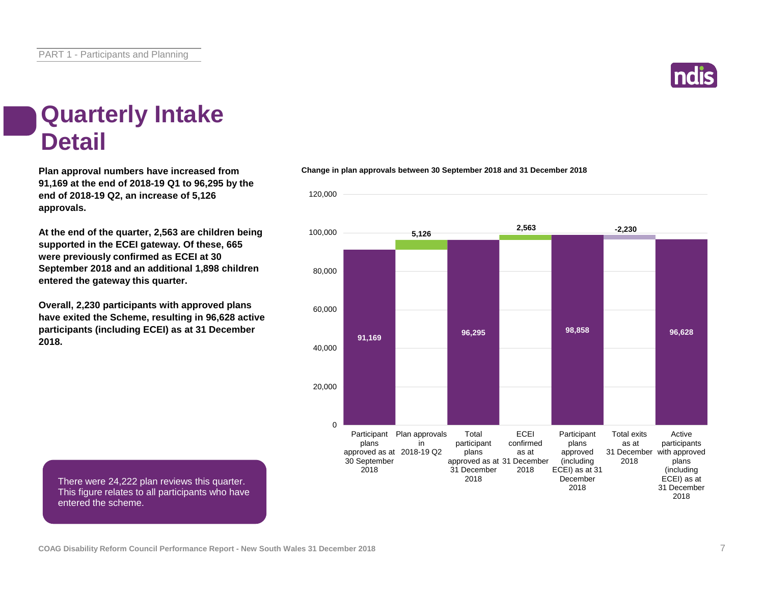# Quarterly Intake Detail

**Plan approval numbers have increased from 91,169 at the end of 2018-19 Q1 to 96,295 by the end of 2018-19 Q2, an increase of 5,126 approvals.**

**At the end of the quarter, 2,563 are children being supported in the ECEI gateway. Of these, 665 were previously confirmed as ECEI at 30 September 2018 and an additional 1,898 children entered the gateway this quarter.**

**Overall, 2,230 participants with approved plans have exited the Scheme, resulting in 96,628 active participants (including ECEI) as at 31 December 2018.**

There were 24,222 plan reviews this quarter. This figure relates to all participants who have entered the scheme.

**Change in plan approvals between 30 September 2018 and 31 December 2018**

| Category | Value |
|---|---|
| Participant plans approved as at 30 September 2018 | 91,169 |
| Plan approvals in 2018-19 Q2 | 5,126 |
| Total participant plans approved as at 31 December 2018 | 96,295 |
| ECEI confirmed as at 31 December 2018 | 2,563 |
| Participant plans approved (including ECEI) as at 31 December 2018 | 98,858 |
| Total exits as at 31 December 2018 | -2,230 |
| Active participants with approved plans (including ECEI) as at 31 December 2018 | 96,628 |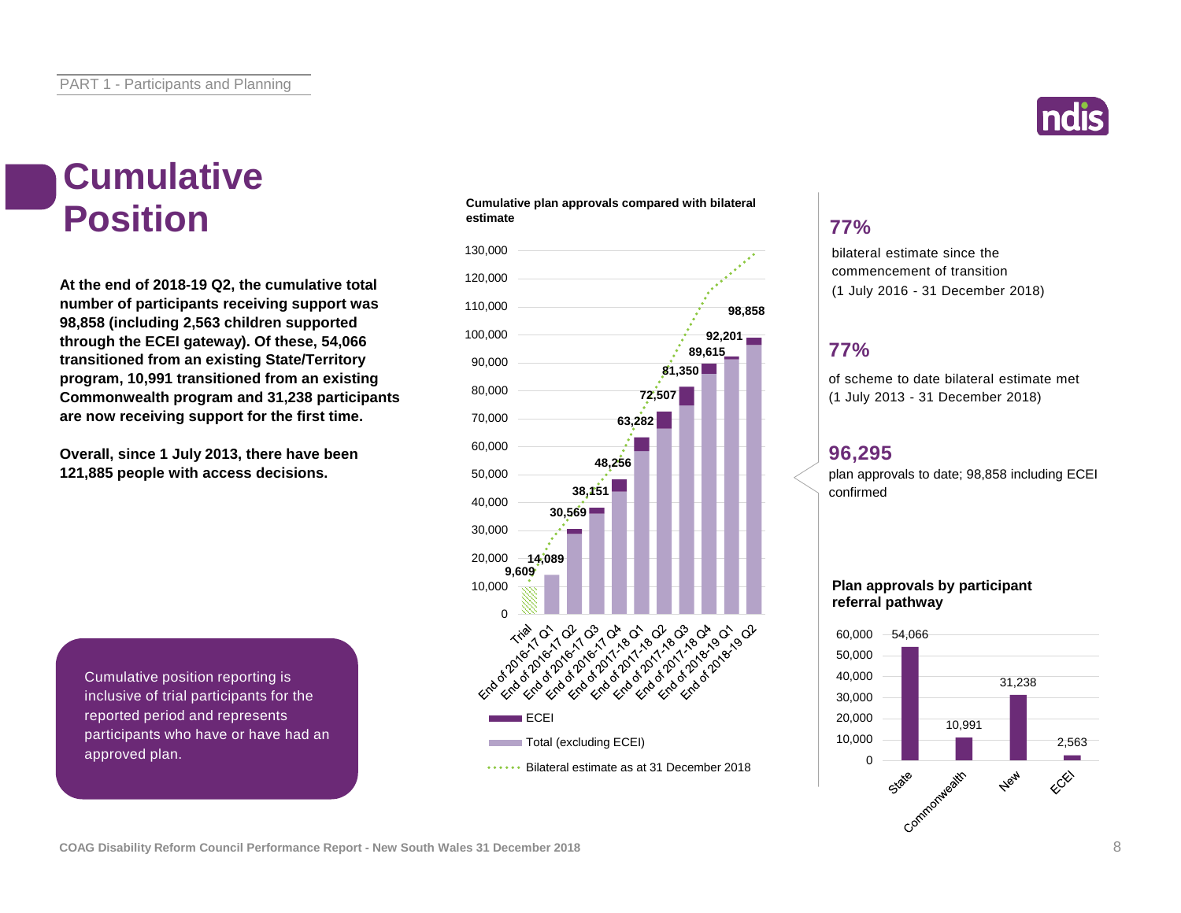# Cumulative Position

**At the end of 2018-19 Q2, the cumulative total number of participants receiving support was 98,858 (including 2,563 children supported through the ECEI gateway). Of these, 54,066 transitioned from an existing State/Territory program, 10,991 transitioned from an existing Commonwealth program and 31,238 participants are now receiving support for the first time.**

**Overall, since 1 July 2013, there have been 121,885 people with access decisions.**

Cumulative position reporting is inclusive of trial participants for the reported period and represents participants who have or have had an approved plan.

**Cumulative plan approvals compared with bilateral estimate**

| Period | Cumulative plan approvals |
|---|---|
| Trial | 9,609 |
| End of 2016-17 Q1 | 14,089 |
| End of 2016-17 Q2 | 30,569 |
| End of 2016-17 Q3 | 38,151 |
| End of 2016-17 Q4 | 48,256 |
| End of 2017-18 Q1 | 63,282 |
| End of 2017-18 Q2 | 72,507 |
| End of 2017-18 Q3 | 81,350 |
| End of 2017-18 Q4 | 89,615 |
| End of 2018-19 Q1 | 92,201 |
| End of 2018-19 Q2 | 98,858 |

Legend: ECEI; Total (excluding ECEI); Bilateral estimate as at 31 December 2018

## 77%

bilateral estimate since the commencement of transition (1 July 2016 - 31 December 2018)

## 77%

of scheme to date bilateral estimate met (1 July 2013 - 31 December 2018)

## 96,295

plan approvals to date; 98,858 including ECEI confirmed

**Plan approvals by participant referral pathway**

| Pathway | Plan approvals |
|---|---|
| State | 54,066 |
| Commonwealth | 10,991 |
| New | 31,238 |
| ECEI | 2,563 |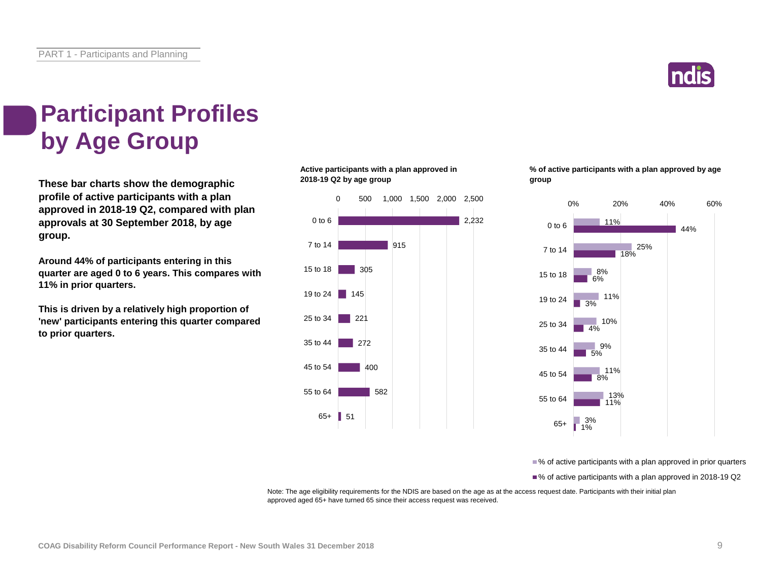# Participant Profiles by Age Group

**These bar charts show the demographic profile of active participants with a plan approved in 2018-19 Q2, compared with plan approvals at 30 September 2018, by age group.**

**Around 44% of participants entering in this quarter are aged 0 to 6 years. This compares with 11% in prior quarters.**

**This is driven by a relatively high proportion of 'new' participants entering this quarter compared to prior quarters.**

**Active participants with a plan approved in 2018-19 Q2 by age group**

| Age group | Active participants |
| --- | --- |
| 0 to 6 | 2,232 |
| 7 to 14 | 915 |
| 15 to 18 | 305 |
| 19 to 24 | 145 |
| 25 to 34 | 221 |
| 35 to 44 | 272 |
| 45 to 54 | 400 |
| 55 to 64 | 582 |
| 65+ | 51 |

**% of active participants with a plan approved by age group**

| Age group | % of active participants with a plan approved in prior quarters | % of active participants with a plan approved in 2018-19 Q2 |
| --- | --- | --- |
| 0 to 6 | 11% | 44% |
| 7 to 14 | 25% | 18% |
| 15 to 18 | 8% | 6% |
| 19 to 24 | 11% | 3% |
| 25 to 34 | 10% | 4% |
| 35 to 44 | 9% | 5% |
| 45 to 54 | 11% | 8% |
| 55 to 64 | 13% | 11% |
| 65+ | 3% | 1% |

Note: The age eligibility requirements for the NDIS are based on the age as at the access request date. Participants with their initial plan approved aged 65+ have turned 65 since their access request was received.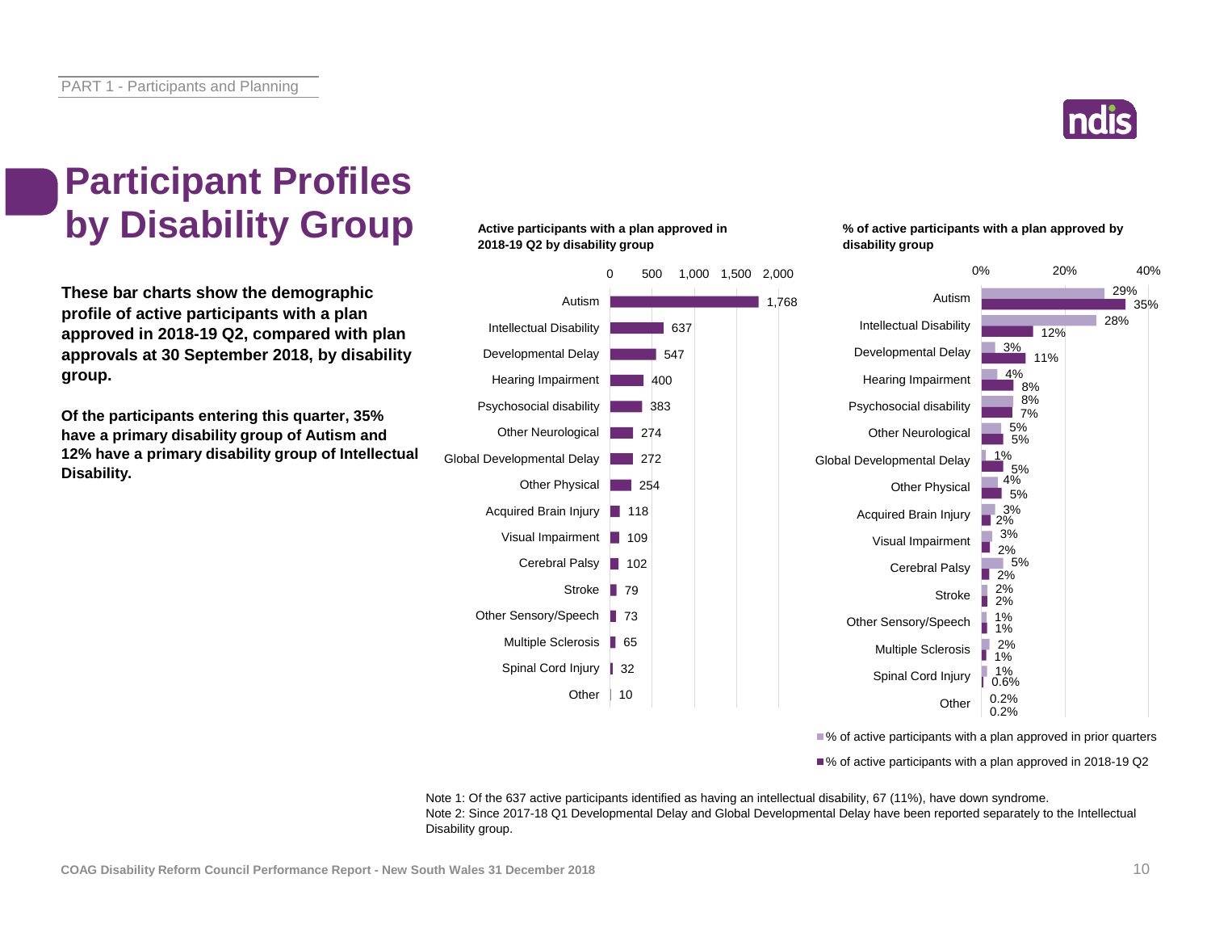PART 1 - Participants and Planning

# Participant Profiles by Disability Group

**These bar charts show the demographic profile of active participants with a plan approved in 2018-19 Q2, compared with plan approvals at 30 September 2018, by disability group.**

**Of the participants entering this quarter, 35% have a primary disability group of Autism and 12% have a primary disability group of Intellectual Disability.**

**Active participants with a plan approved in 2018-19 Q2 by disability group**

| Disability group | Active participants |
|---|---|
| Autism | 1,768 |
| Intellectual Disability | 637 |
| Developmental Delay | 547 |
| Hearing Impairment | 400 |
| Psychosocial disability | 383 |
| Other Neurological | 274 |
| Global Developmental Delay | 272 |
| Other Physical | 254 |
| Acquired Brain Injury | 118 |
| Visual Impairment | 109 |
| Cerebral Palsy | 102 |
| Stroke | 79 |
| Other Sensory/Speech | 73 |
| Multiple Sclerosis | 65 |
| Spinal Cord Injury | 32 |
| Other | 10 |

**% of active participants with a plan approved by disability group**

| Disability group | % of active participants with a plan approved in prior quarters | % of active participants with a plan approved in 2018-19 Q2 |
|---|---|---|
| Autism | 29% | 35% |
| Intellectual Disability | 28% | 12% |
| Developmental Delay | 3% | 11% |
| Hearing Impairment | 4% | 8% |
| Psychosocial disability | 8% | 7% |
| Other Neurological | 5% | 5% |
| Global Developmental Delay | 1% | 5% |
| Other Physical | 4% | 5% |
| Acquired Brain Injury | 3% | 2% |
| Visual Impairment | 3% | 2% |
| Cerebral Palsy | 5% | 2% |
| Stroke | 2% | 2% |
| Other Sensory/Speech | 1% | 1% |
| Multiple Sclerosis | 2% | 1% |
| Spinal Cord Injury | 1% | 0.6% |
| Other | 0.2% | 0.2% |

Note 1: Of the 637 active participants identified as having an intellectual disability, 67 (11%), have down syndrome.
Note 2: Since 2017-18 Q1 Developmental Delay and Global Developmental Delay have been reported separately to the Intellectual Disability group.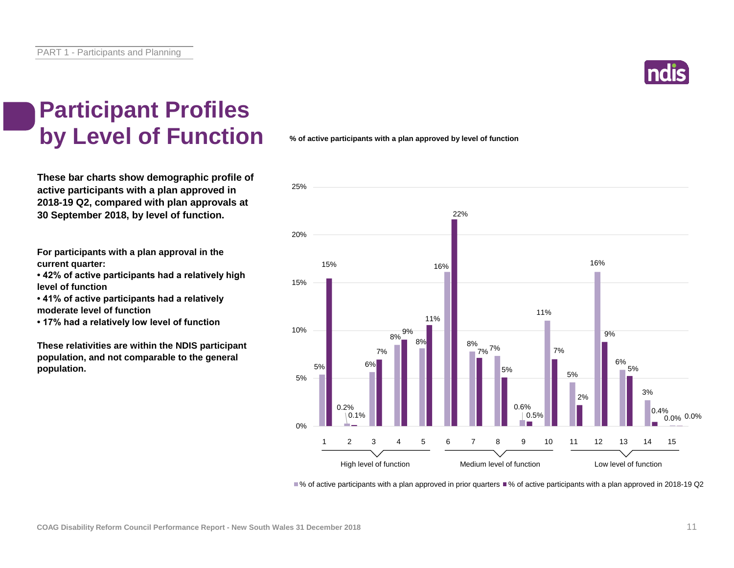# Participant Profiles by Level of Function

**These bar charts show demographic profile of active participants with a plan approved in 2018-19 Q2, compared with plan approvals at 30 September 2018, by level of function.**

**For participants with a plan approval in the current quarter:**
- **42% of active participants had a relatively high level of function**
- **41% of active participants had a relatively moderate level of function**
- **17% had a relatively low level of function**

**These relativities are within the NDIS participant population, and not comparable to the general population.**

**% of active participants with a plan approved by level of function**

| Level of function | Group | % of active participants with a plan approved in prior quarters | % of active participants with a plan approved in 2018-19 Q2 |
|---|---|---|---|
| 1 | High level of function | 5% | 15% |
| 2 | High level of function | 0.2% | 0.1% |
| 3 | High level of function | 6% | 7% |
| 4 | High level of function | 8% | 9% |
| 5 | High level of function | 8% | 11% |
| 6 | Medium level of function | 16% | 22% |
| 7 | Medium level of function | 8% | 7% |
| 8 | Medium level of function | 7% | 5% |
| 9 | Medium level of function | 0.6% | 0.5% |
| 10 | Medium level of function | 11% | 7% |
| 11 | Low level of function | 5% | 2% |
| 12 | Low level of function | 16% | 9% |
| 13 | Low level of function | 6% | 5% |
| 14 | Low level of function | 3% | 0.4% |
| 15 | Low level of function | 0.0% | 0.0% |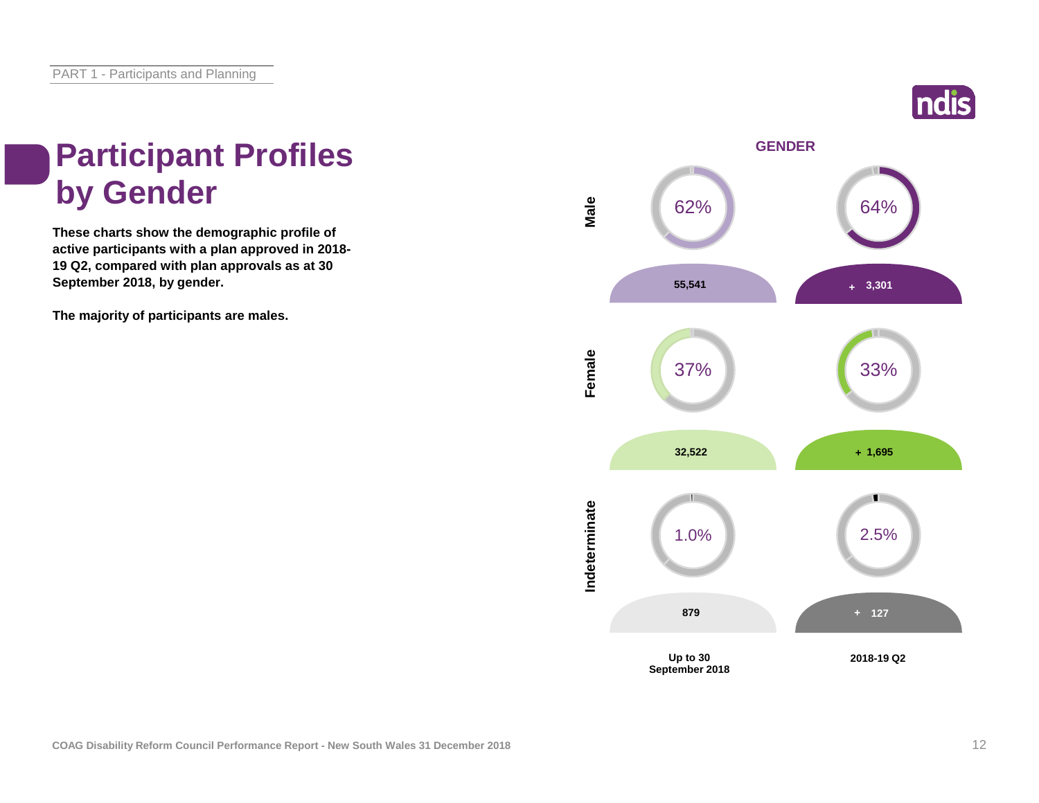# Participant Profiles by Gender

**These charts show the demographic profile of active participants with a plan approved in 2018-19 Q2, compared with plan approvals as at 30 September 2018, by gender.**

**The majority of participants are males.**

## GENDER

| | Up to 30 September 2018 | 2018-19 Q2 |
|---|---|---|
| Male | 62% | 64% |
| | 55,541 | + 3,301 |
| Female | 37% | 33% |
| | 32,522 | + 1,695 |
| Indeterminate | 1.0% | 2.5% |
| | 879 | + 127 |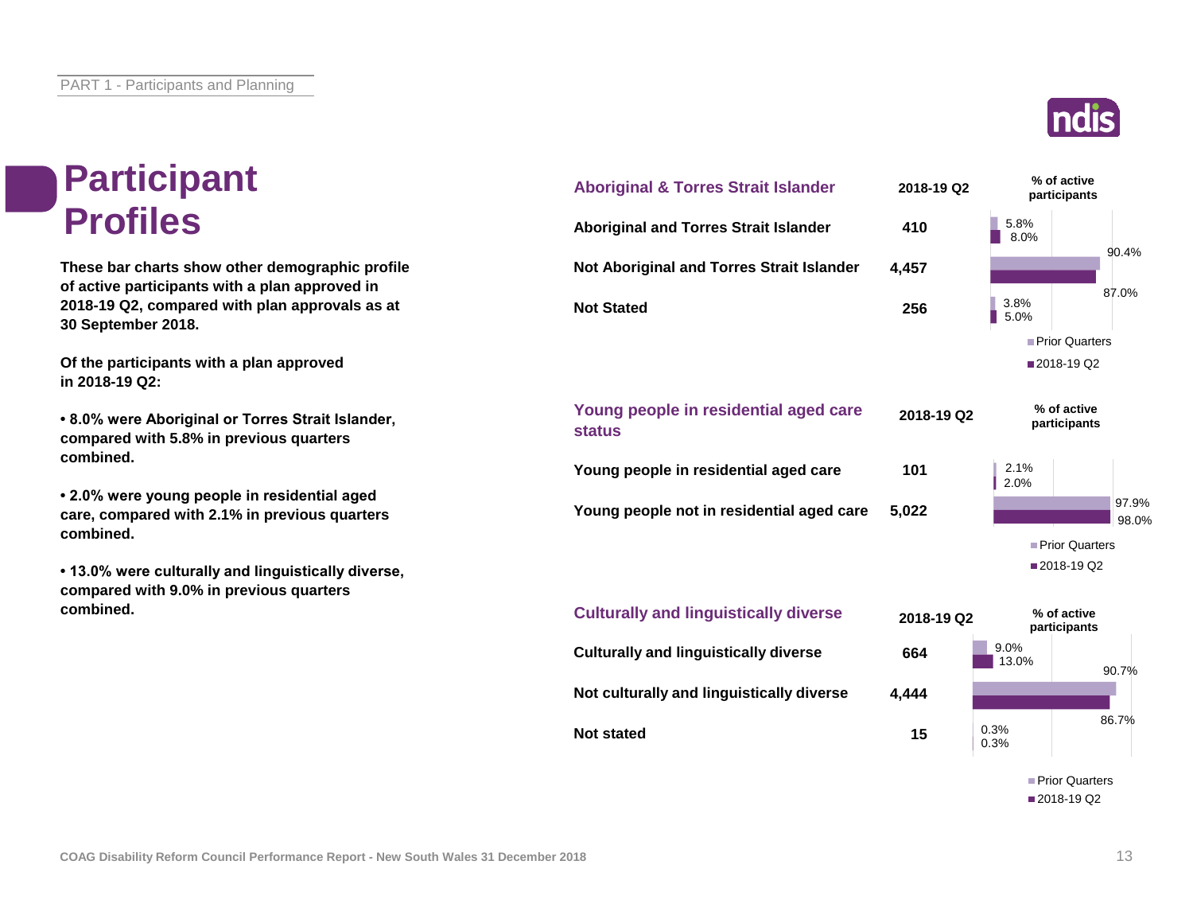# Participant Profiles

**These bar charts show other demographic profile of active participants with a plan approved in 2018-19 Q2, compared with plan approvals as at 30 September 2018.**

**Of the participants with a plan approved in 2018-19 Q2:**

- **8.0% were Aboriginal or Torres Strait Islander, compared with 5.8% in previous quarters combined.**
- **2.0% were young people in residential aged care, compared with 2.1% in previous quarters combined.**
- **13.0% were culturally and linguistically diverse, compared with 9.0% in previous quarters combined.**

| Aboriginal & Torres Strait Islander | 2018-19 Q2 | % of active participants – Prior Quarters | % of active participants – 2018-19 Q2 |
|---|---|---|---|
| Aboriginal and Torres Strait Islander | 410 | 5.8% | 8.0% |
| Not Aboriginal and Torres Strait Islander | 4,457 | 90.4% | 87.0% |
| Not Stated | 256 | 3.8% | 5.0% |

| Young people in residential aged care status | 2018-19 Q2 | % of active participants – Prior Quarters | % of active participants – 2018-19 Q2 |
|---|---|---|---|
| Young people in residential aged care | 101 | 2.1% | 2.0% |
| Young people not in residential aged care | 5,022 | 97.9% | 98.0% |

| Culturally and linguistically diverse | 2018-19 Q2 | % of active participants – Prior Quarters | % of active participants – 2018-19 Q2 |
|---|---|---|---|
| Culturally and linguistically diverse | 664 | 9.0% | 13.0% |
| Not culturally and linguistically diverse | 4,444 | 90.7% | 86.7% |
| Not stated | 15 | 0.3% | 0.3% |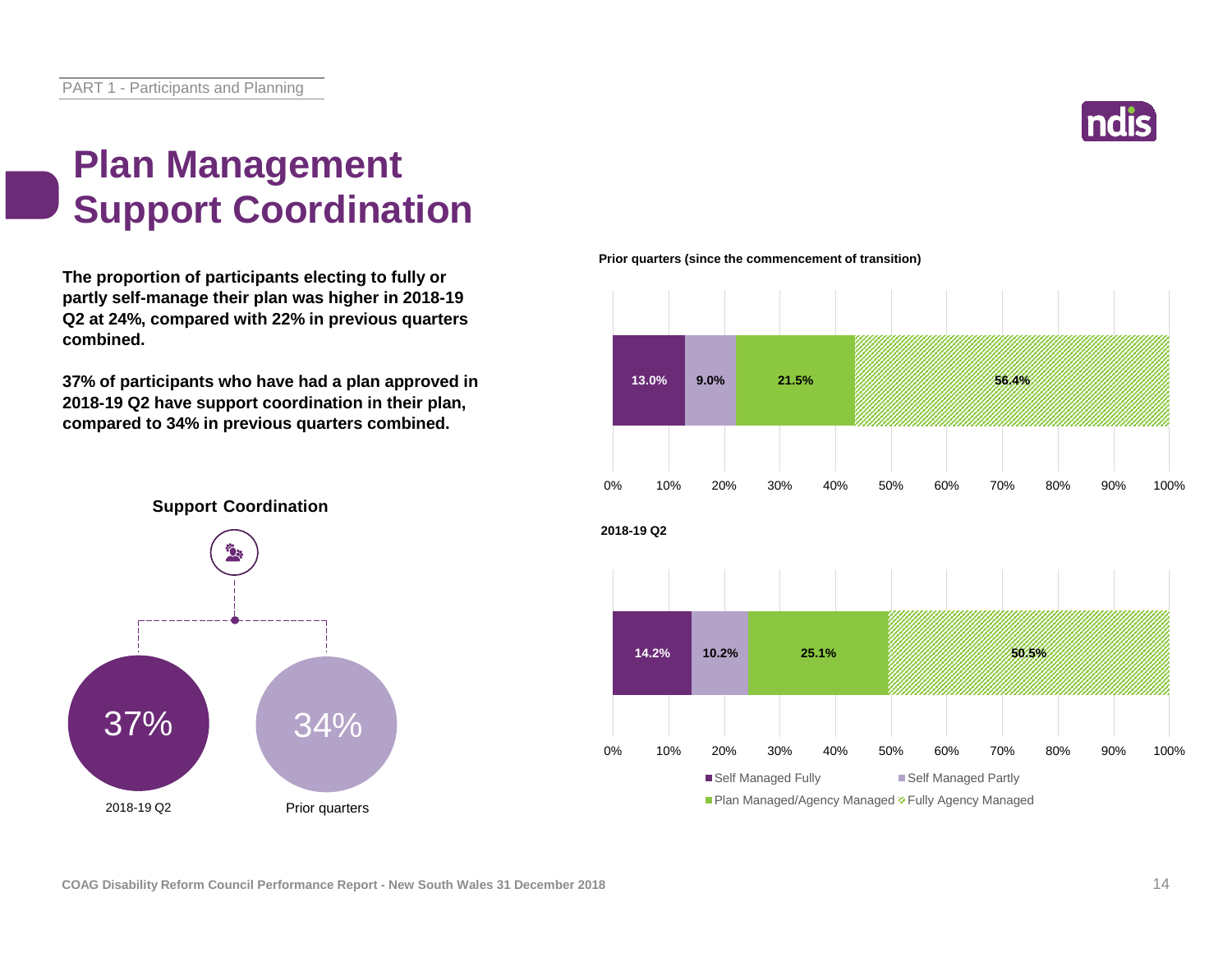# Plan Management
# Support Coordination

**The proportion of participants electing to fully or partly self-manage their plan was higher in 2018-19 Q2 at 24%, compared with 22% in previous quarters combined.**

**37% of participants who have had a plan approved in 2018-19 Q2 have support coordination in their plan, compared to 34% in previous quarters combined.**

**Support Coordination**

| 2018-19 Q2 | Prior quarters |
|---|---|
| 37% | 34% |

**Prior quarters (since the commencement of transition)**

| Self Managed Fully | Self Managed Partly | Plan Managed/Agency Managed | Fully Agency Managed |
|---|---|---|---|
| 13.0% | 9.0% | 21.5% | 56.4% |

**2018-19 Q2**

| Self Managed Fully | Self Managed Partly | Plan Managed/Agency Managed | Fully Agency Managed |
|---|---|---|---|
| 14.2% | 10.2% | 25.1% | 50.5% |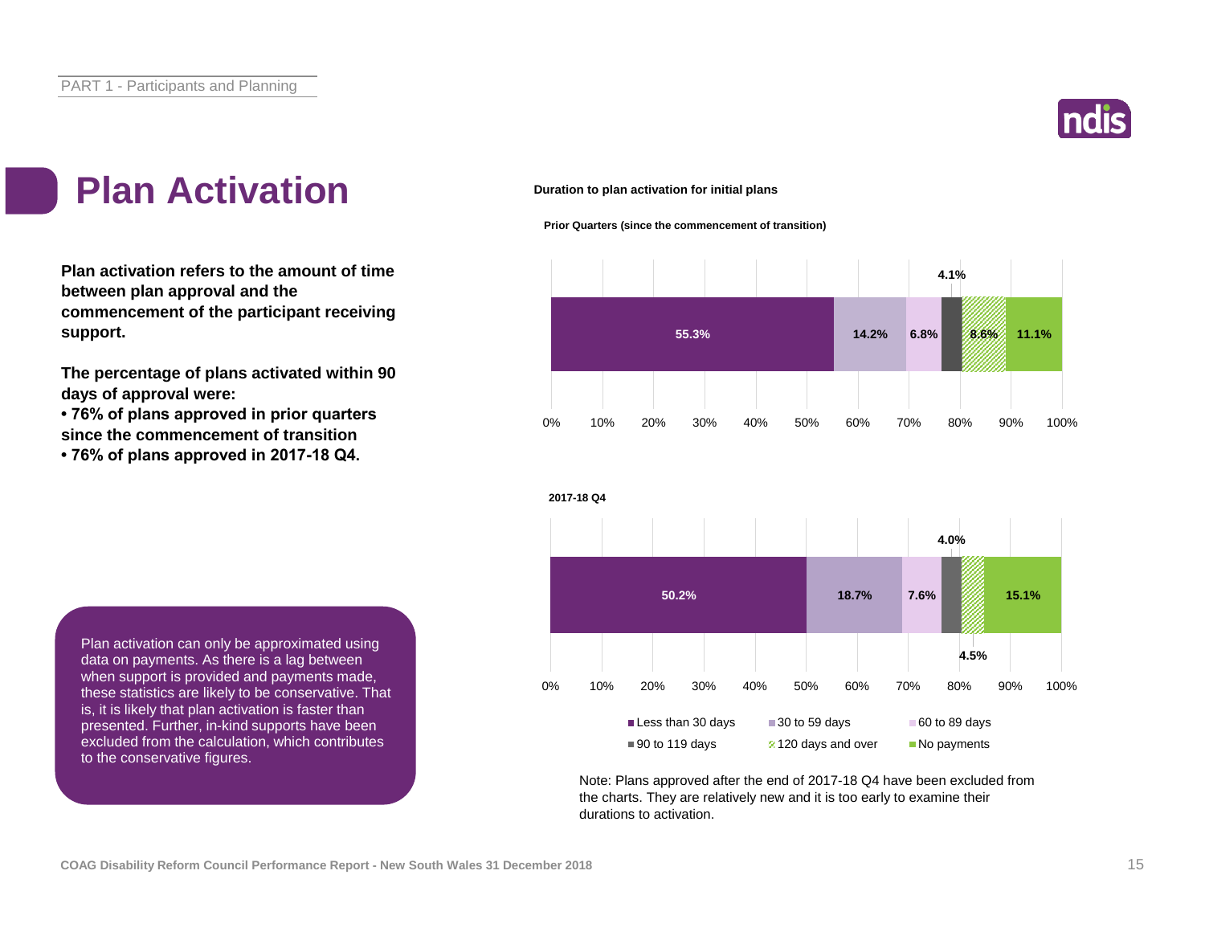# Plan Activation

**Plan activation refers to the amount of time between plan approval and the commencement of the participant receiving support.**

**The percentage of plans activated within 90 days of approval were:**

- **76% of plans approved in prior quarters since the commencement of transition**
- **76% of plans approved in 2017-18 Q4.**

Plan activation can only be approximated using data on payments. As there is a lag between when support is provided and payments made, these statistics are likely to be conservative. That is, it is likely that plan activation is faster than presented. Further, in-kind supports have been excluded from the calculation, which contributes to the conservative figures.

**Duration to plan activation for initial plans**

| | Less than 30 days | 30 to 59 days | 60 to 89 days | 90 to 119 days | 120 days and over | No payments |
|---|---|---|---|---|---|---|
| Prior Quarters (since the commencement of transition) | 55.3% | 14.2% | 6.8% | 4.1% | 8.6% | 11.1% |
| 2017-18 Q4 | 50.2% | 18.7% | 7.6% | 4.0% | 4.5% | 15.1% |

Note: Plans approved after the end of 2017-18 Q4 have been excluded from the charts. They are relatively new and it is too early to examine their durations to activation.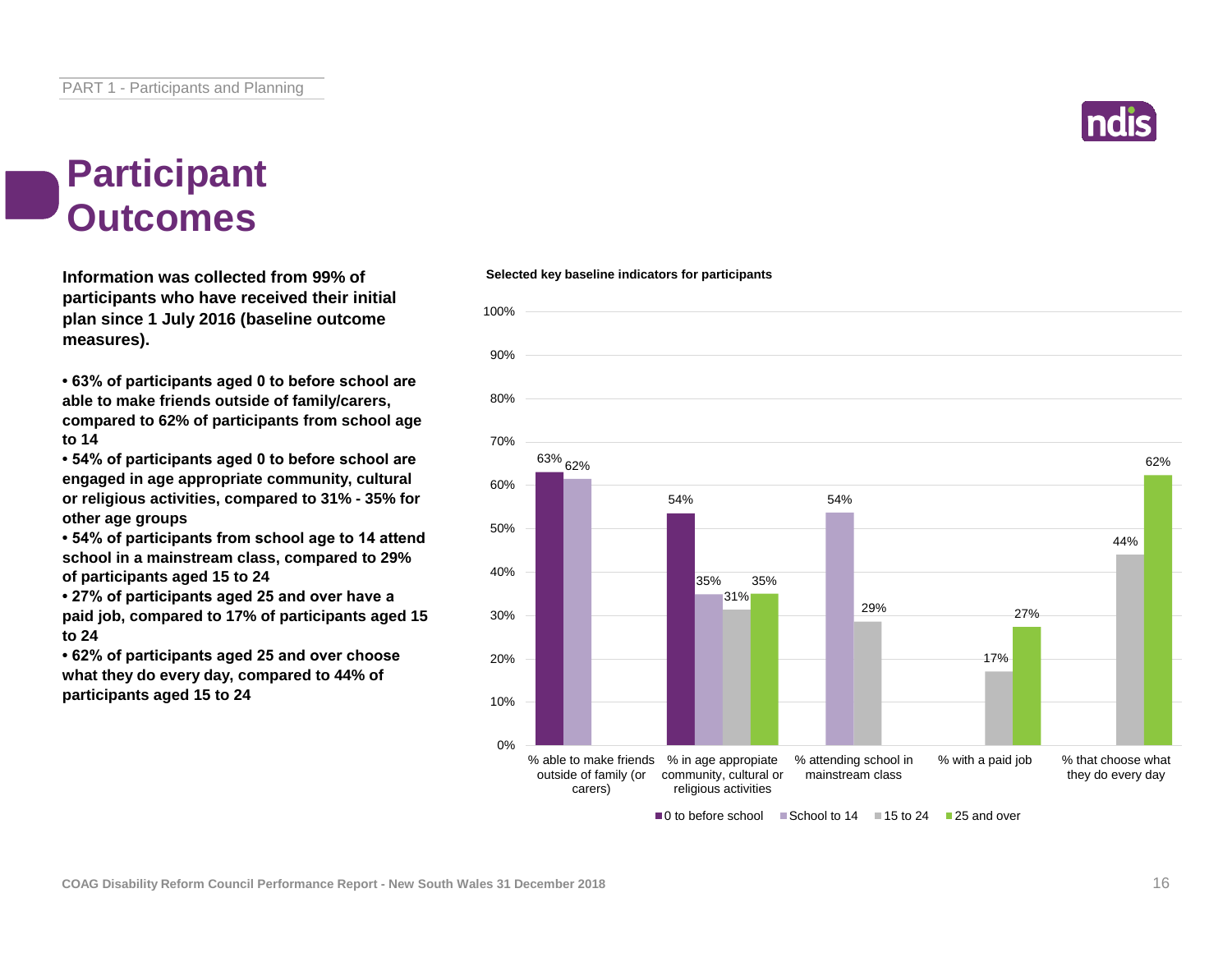# Participant Outcomes

**Information was collected from 99% of participants who have received their initial plan since 1 July 2016 (baseline outcome measures).**

- **63% of participants aged 0 to before school are able to make friends outside of family/carers, compared to 62% of participants from school age to 14**
- **54% of participants aged 0 to before school are engaged in age appropriate community, cultural or religious activities, compared to 31% - 35% for other age groups**
- **54% of participants from school age to 14 attend school in a mainstream class, compared to 29% of participants aged 15 to 24**
- **27% of participants aged 25 and over have a paid job, compared to 17% of participants aged 15 to 24**
- **62% of participants aged 25 and over choose what they do every day, compared to 44% of participants aged 15 to 24**

**Selected key baseline indicators for participants**

| Indicator | 0 to before school | School to 14 | 15 to 24 | 25 and over |
|---|---|---|---|---|
| % able to make friends outside of family (or carers) | 63% | 62% | | |
| % in age appropriate community, cultural or religious activities | 54% | 35% | 31% | 35% |
| % attending school in mainstream class | | 54% | 29% | |
| % with a paid job | | | 17% | 27% |
| % that choose what they do every day | | | 44% | 62% |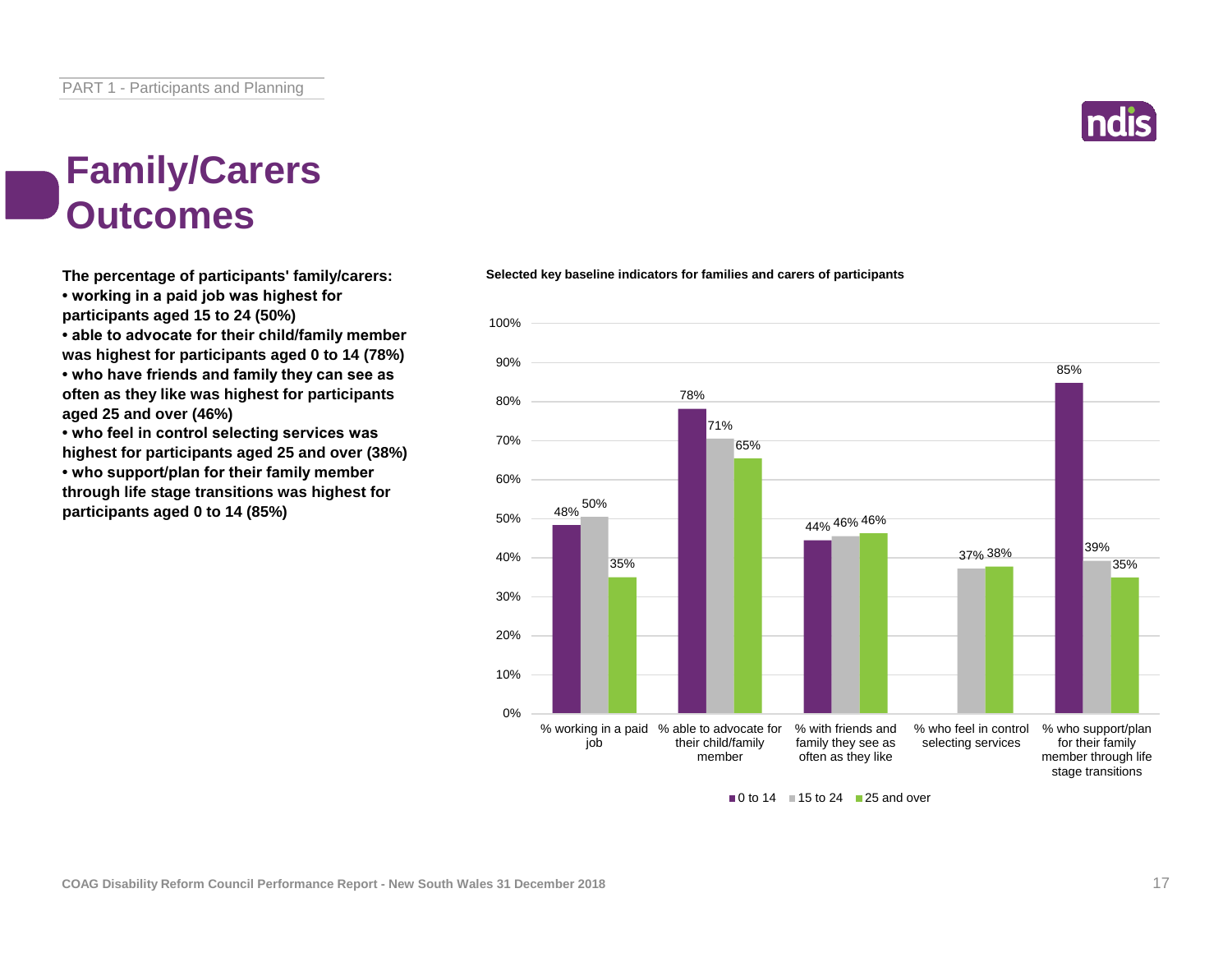# Family/Carers Outcomes

**The percentage of participants' family/carers:**

- **working in a paid job was highest for participants aged 15 to 24 (50%)**
- **able to advocate for their child/family member was highest for participants aged 0 to 14 (78%)**
- **who have friends and family they can see as often as they like was highest for participants aged 25 and over (46%)**
- **who feel in control selecting services was highest for participants aged 25 and over (38%)**
- **who support/plan for their family member through life stage transitions was highest for participants aged 0 to 14 (85%)**

**Selected key baseline indicators for families and carers of participants**

| Indicator | 0 to 14 | 15 to 24 | 25 and over |
|---|---|---|---|
| % working in a paid job | 48% | 50% | 35% |
| % able to advocate for their child/family member | 78% | 71% | 65% |
| % with friends and family they see as often as they like | 44% | 46% | 46% |
| % who feel in control selecting services | | 37% | 38% |
| % who support/plan for their family member through life stage transitions | 85% | 39% | 35% |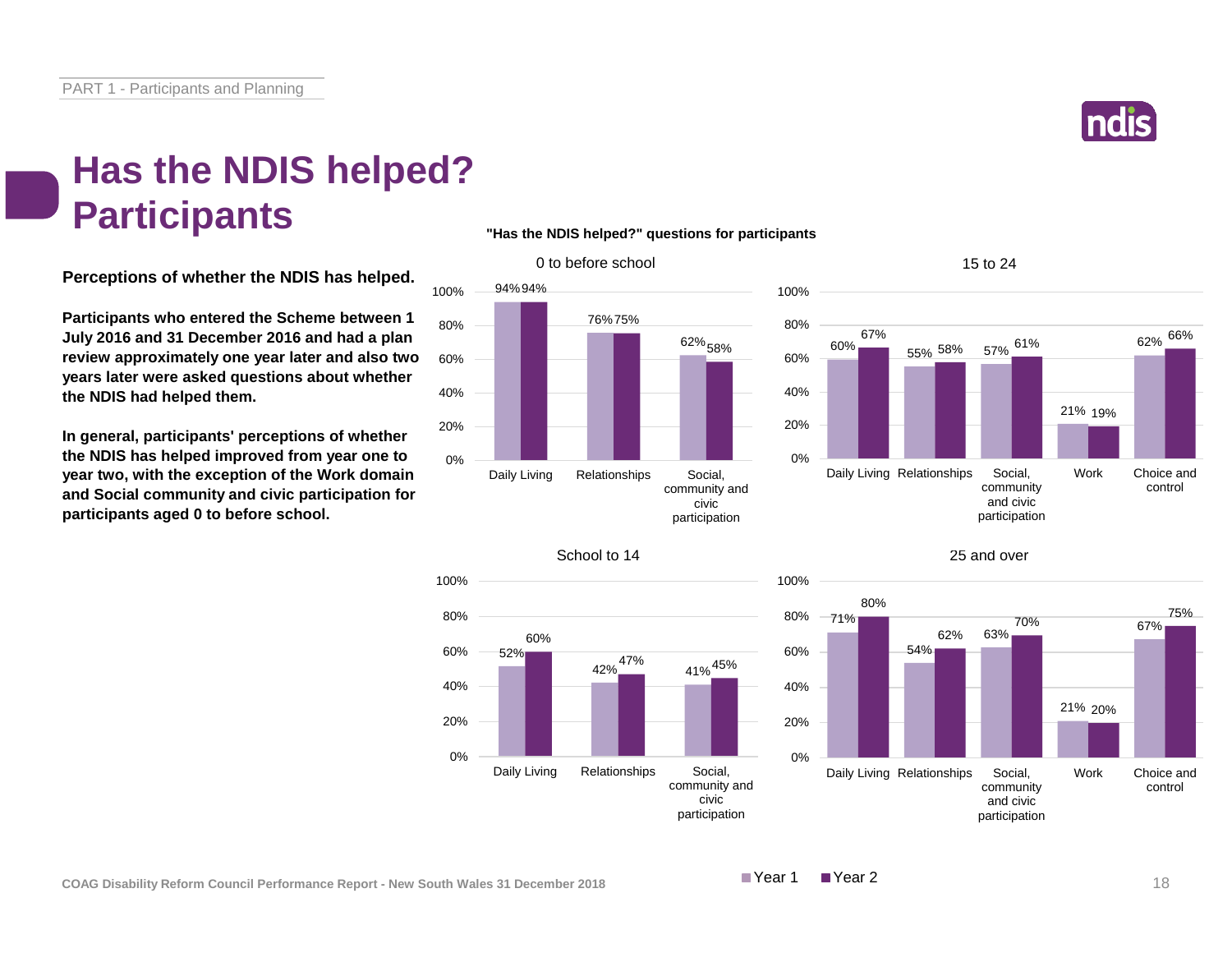# Has the NDIS helped? Participants

**Perceptions of whether the NDIS has helped.**

**Participants who entered the Scheme between 1 July 2016 and 31 December 2016 and had a plan review approximately one year later and also two years later were asked questions about whether the NDIS had helped them.**

**In general, participants' perceptions of whether the NDIS has helped improved from year one to year two, with the exception of the Work domain and Social community and civic participation for participants aged 0 to before school.**

**"Has the NDIS helped?" questions for participants**

0 to before school

| Domain | Year 1 | Year 2 |
| --- | --- | --- |
| Daily Living | 94% | 94% |
| Relationships | 76% | 75% |
| Social, community and civic participation | 62% | 58% |

15 to 24

| Domain | Year 1 | Year 2 |
| --- | --- | --- |
| Daily Living | 60% | 67% |
| Relationships | 55% | 58% |
| Social, community and civic participation | 57% | 61% |
| Work | 21% | 19% |
| Choice and control | 62% | 66% |

School to 14

| Domain | Year 1 | Year 2 |
| --- | --- | --- |
| Daily Living | 52% | 60% |
| Relationships | 42% | 47% |
| Social, community and civic participation | 41% | 45% |

25 and over

| Domain | Year 1 | Year 2 |
| --- | --- | --- |
| Daily Living | 71% | 80% |
| Relationships | 54% | 62% |
| Social, community and civic participation | 63% | 70% |
| Work | 21% | 20% |
| Choice and control | 67% | 75% |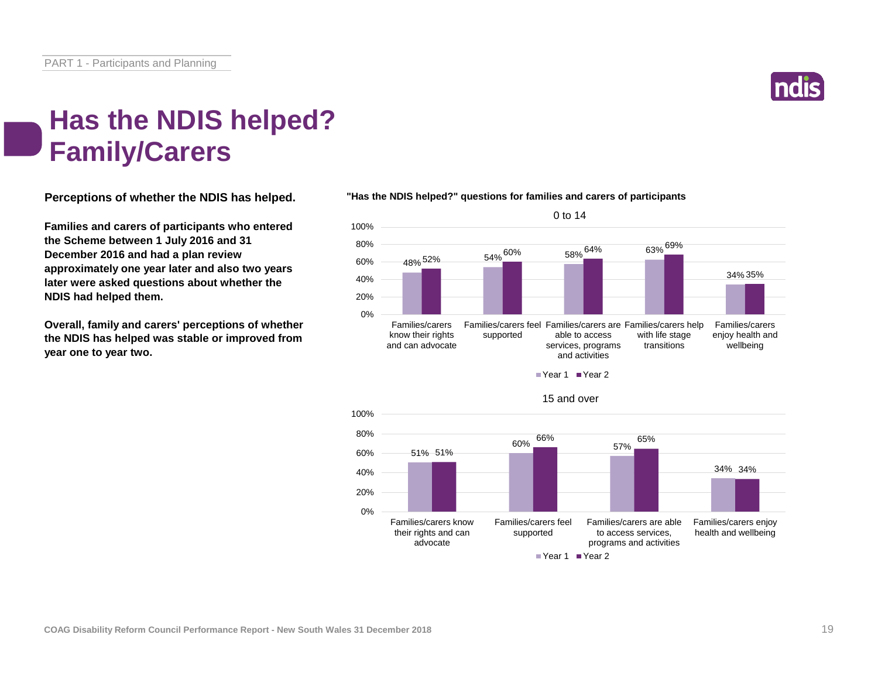# Has the NDIS helped? Family/Carers

**Perceptions of whether the NDIS has helped.**

**Families and carers of participants who entered the Scheme between 1 July 2016 and 31 December 2016 and had a plan review approximately one year later and also two years later were asked questions about whether the NDIS had helped them.**

**Overall, family and carers' perceptions of whether the NDIS has helped was stable or improved from year one to year two.**

**"Has the NDIS helped?" questions for families and carers of participants**

0 to 14

| | Year 1 | Year 2 |
|---|---|---|
| Families/carers know their rights and can advocate | 48% | 52% |
| Families/carers feel supported | 54% | 60% |
| Families/carers are able to access services, programs and activities | 58% | 64% |
| Families/carers help with life stage transitions | 63% | 69% |
| Families/carers enjoy health and wellbeing | 34% | 35% |

15 and over

| | Year 1 | Year 2 |
|---|---|---|
| Families/carers know their rights and can advocate | 51% | 51% |
| Families/carers feel supported | 60% | 66% |
| Families/carers are able to access services, programs and activities | 57% | 65% |
| Families/carers enjoy health and wellbeing | 34% | 34% |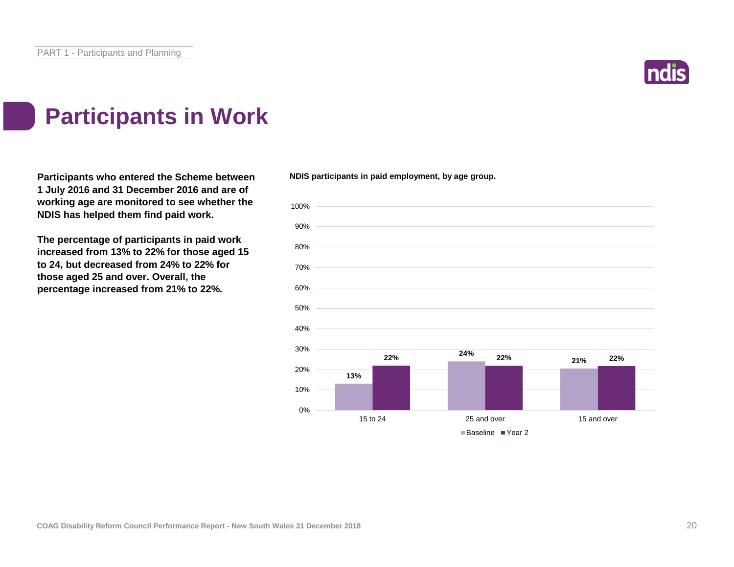# Participants in Work

**Participants who entered the Scheme between 1 July 2016 and 31 December 2016 and are of working age are monitored to see whether the NDIS has helped them find paid work.**

**The percentage of participants in paid work increased from 13% to 22% for those aged 15 to 24, but decreased from 24% to 22% for those aged 25 and over. Overall, the percentage increased from 21% to 22%.**

**NDIS participants in paid employment, by age group.**

| Age group | Baseline | Year 2 |
| --- | --- | --- |
| 15 to 24 | 13% | 22% |
| 25 and over | 24% | 22% |
| 15 and over | 21% | 22% |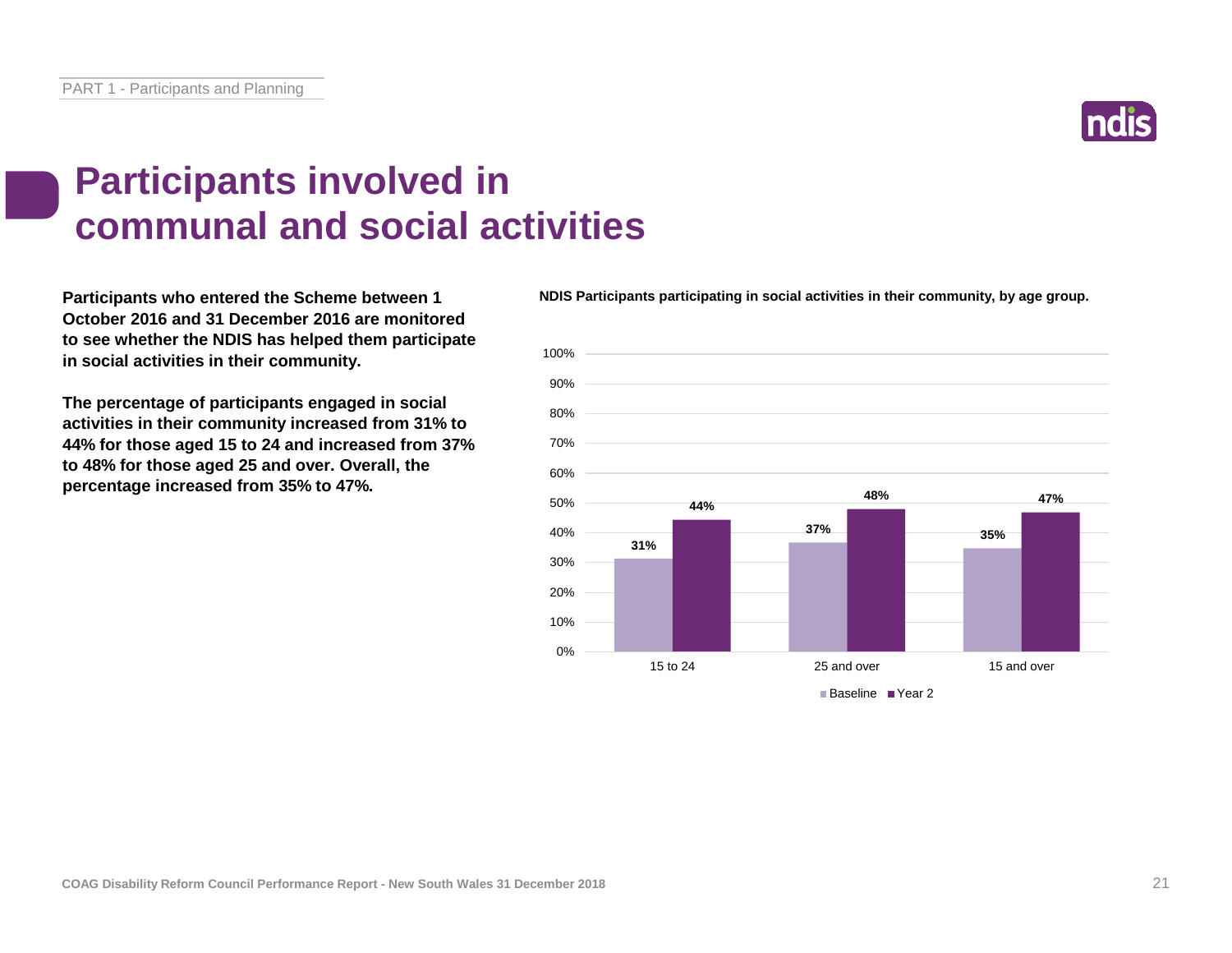# Participants involved in communal and social activities

**Participants who entered the Scheme between 1 October 2016 and 31 December 2016 are monitored to see whether the NDIS has helped them participate in social activities in their community.**

**The percentage of participants engaged in social activities in their community increased from 31% to 44% for those aged 15 to 24 and increased from 37% to 48% for those aged 25 and over. Overall, the percentage increased from 35% to 47%.**

**NDIS Participants participating in social activities in their community, by age group.**

| Age group | Baseline | Year 2 |
|---|---|---|
| 15 to 24 | 31% | 44% |
| 25 and over | 37% | 48% |
| 15 and over | 35% | 47% |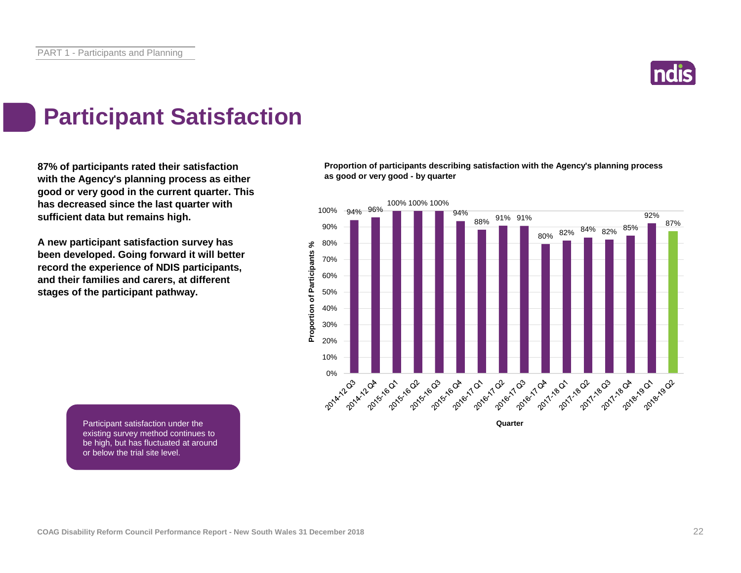# Participant Satisfaction

**87% of participants rated their satisfaction with the Agency's planning process as either good or very good in the current quarter. This has decreased since the last quarter with sufficient data but remains high.**

**A new participant satisfaction survey has been developed. Going forward it will better record the experience of NDIS participants, and their families and carers, at different stages of the participant pathway.**

**Proportion of participants describing satisfaction with the Agency's planning process as good or very good - by quarter**

| Quarter | Proportion of Participants % |
|---|---|
| 2014-12 Q3 | 94% |
| 2014-12 Q4 | 96% |
| 2015-16 Q1 | 100% |
| 2015-16 Q2 | 100% |
| 2015-16 Q3 | 100% |
| 2015-16 Q4 | 94% |
| 2016-17 Q1 | 88% |
| 2016-17 Q2 | 91% |
| 2016-17 Q3 | 91% |
| 2016-17 Q4 | 80% |
| 2017-18 Q1 | 82% |
| 2017-18 Q2 | 84% |
| 2017-18 Q3 | 82% |
| 2017-18 Q4 | 85% |
| 2018-19 Q1 | 92% |
| 2018-19 Q2 | 87% |

Participant satisfaction under the existing survey method continues to be high, but has fluctuated at around or below the trial site level.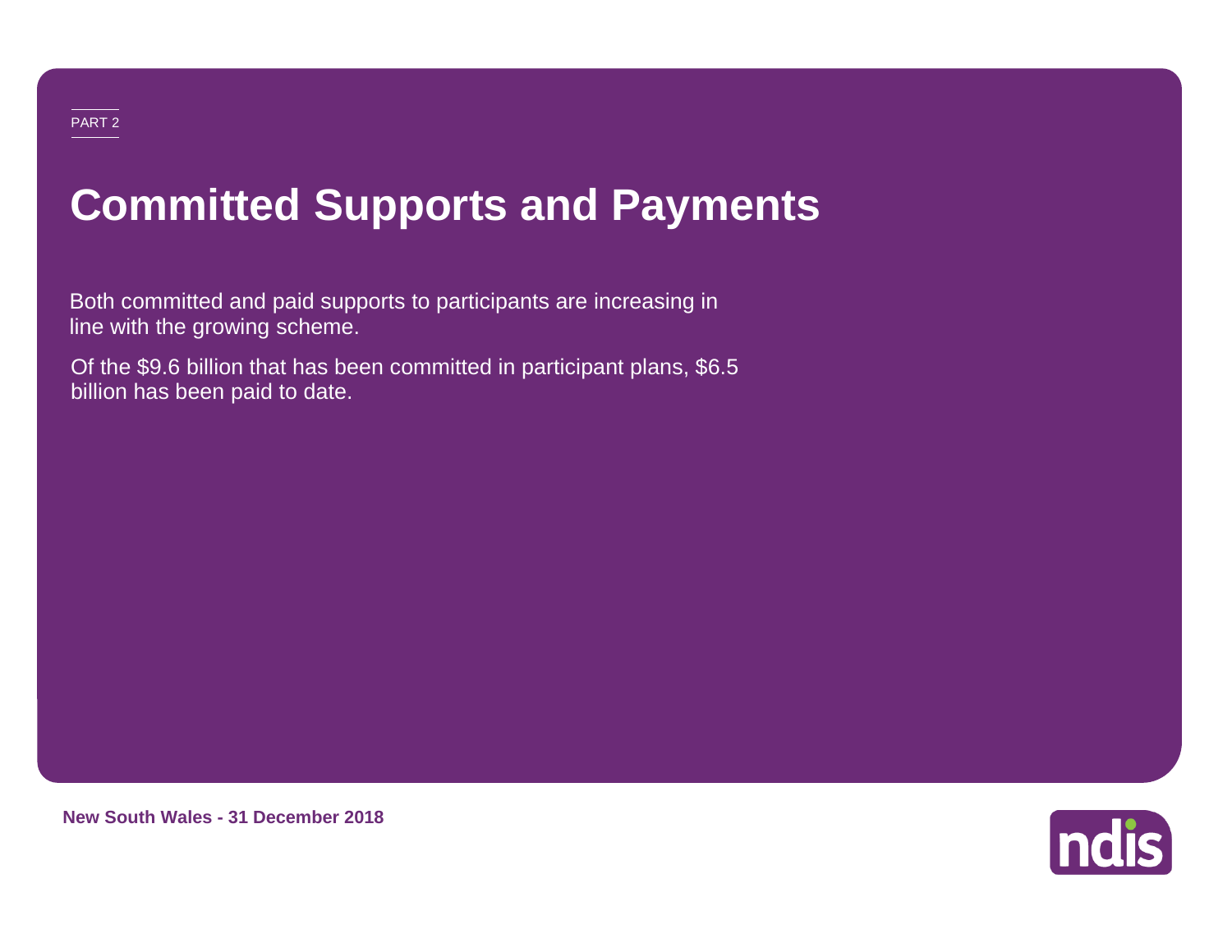PART 2

# Committed Supports and Payments

Both committed and paid supports to participants are increasing in line with the growing scheme.

Of the $9.6 billion that has been committed in participant plans, $6.5 billion has been paid to date.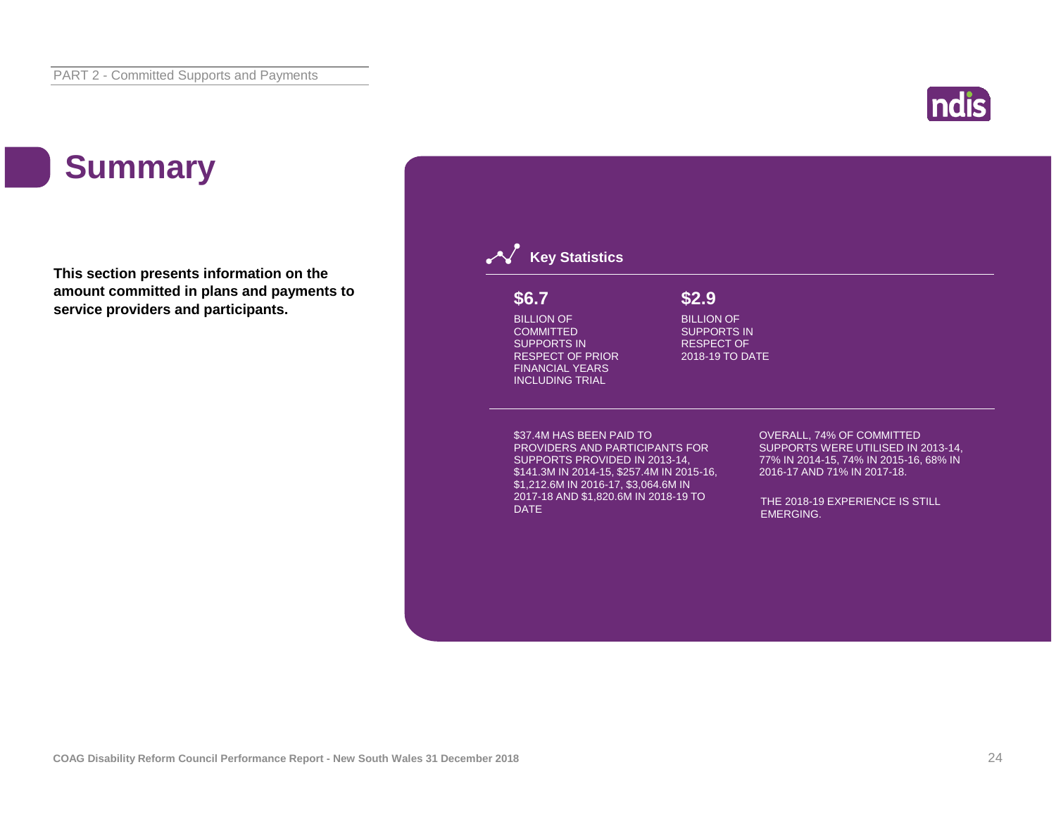# Summary

**This section presents information on the amount committed in plans and payments to service providers and participants.**

## Key Statistics

**$6.7**

BILLION OF COMMITTED SUPPORTS IN RESPECT OF PRIOR FINANCIAL YEARS INCLUDING TRIAL

**$2.9**

BILLION OF SUPPORTS IN RESPECT OF 2018-19 TO DATE

$37.4M HAS BEEN PAID TO PROVIDERS AND PARTICIPANTS FOR SUPPORTS PROVIDED IN 2013-14, $141.3M IN 2014-15, $257.4M IN 2015-16, $1,212.6M IN 2016-17, $3,064.6M IN 2017-18 AND $1,820.6M IN 2018-19 TO DATE

OVERALL, 74% OF COMMITTED SUPPORTS WERE UTILISED IN 2013-14, 77% IN 2014-15, 74% IN 2015-16, 68% IN 2016-17 AND 71% IN 2017-18.

THE 2018-19 EXPERIENCE IS STILL EMERGING.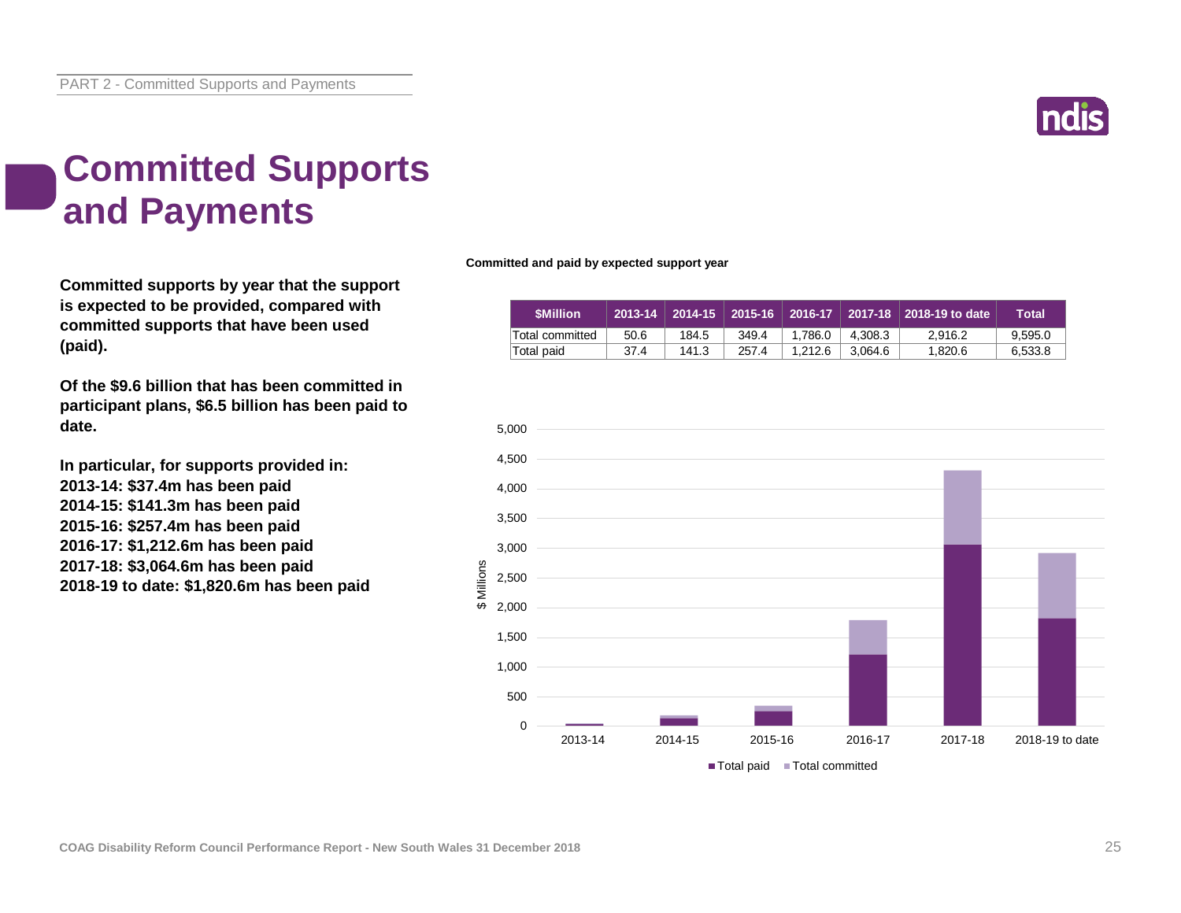# Committed Supports and Payments

**Committed supports by year that the support is expected to be provided, compared with committed supports that have been used (paid).**

**Of the $9.6 billion that has been committed in participant plans, $6.5 billion has been paid to date.**

**In particular, for supports provided in:**
**2013-14: $37.4m has been paid**
**2014-15: $141.3m has been paid**
**2015-16: $257.4m has been paid**
**2016-17: $1,212.6m has been paid**
**2017-18: $3,064.6m has been paid**
**2018-19 to date: $1,820.6m has been paid**

**Committed and paid by expected support year**

| $Million | 2013-14 | 2014-15 | 2015-16 | 2016-17 | 2017-18 | 2018-19 to date | Total |
|---|---|---|---|---|---|---|---|
| Total committed | 50.6 | 184.5 | 349.4 | 1,786.0 | 4,308.3 | 2,916.2 | 9,595.0 |
| Total paid | 37.4 | 141.3 | 257.4 | 1,212.6 | 3,064.6 | 1,820.6 | 6,533.8 |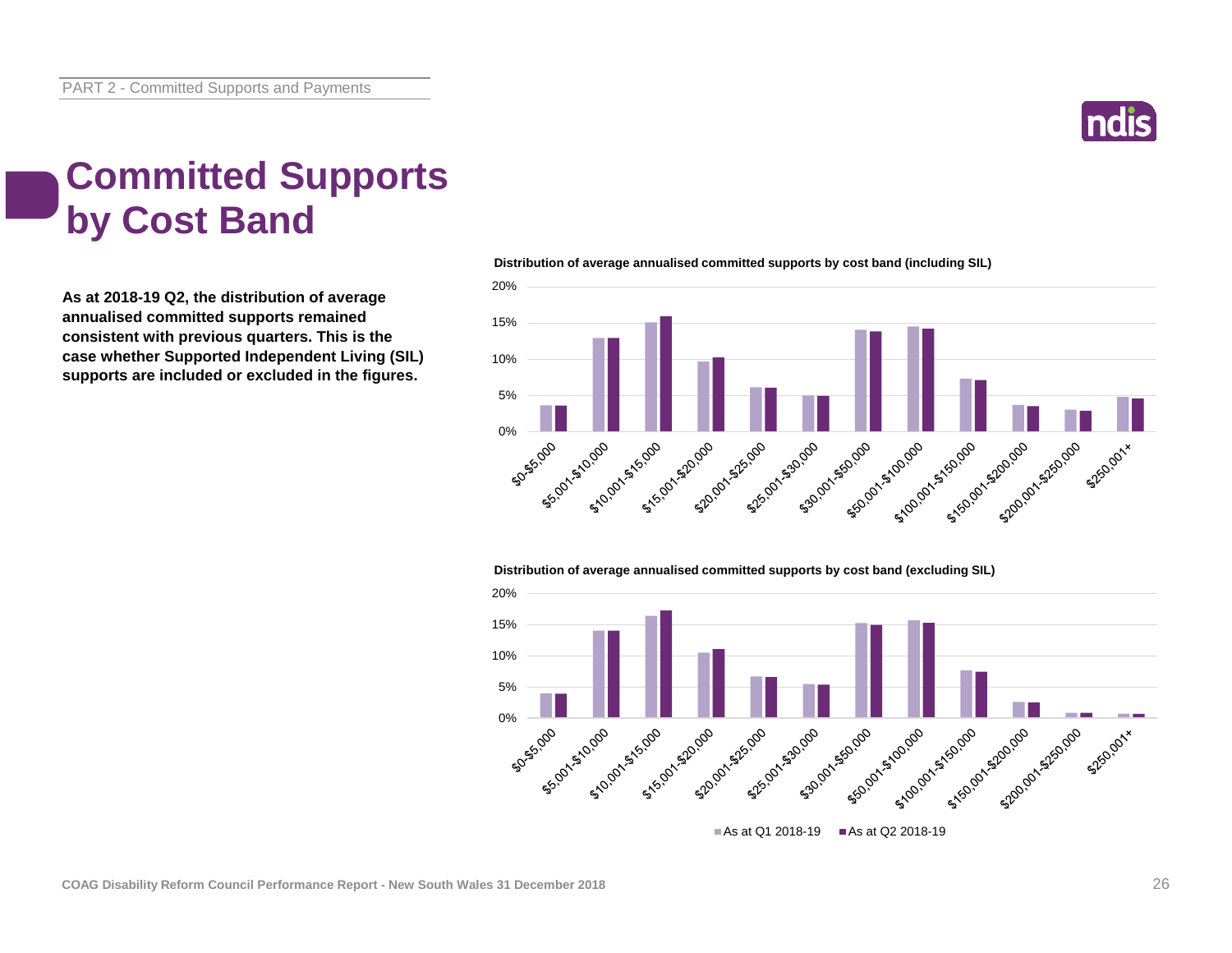# Committed Supports by Cost Band

**As at 2018-19 Q2, the distribution of average annualised committed supports remained consistent with previous quarters. This is the case whether Supported Independent Living (SIL) supports are included or excluded in the figures.**

**Distribution of average annualised committed supports by cost band (including SIL)**

**Distribution of average annualised committed supports by cost band (excluding SIL)**

As at Q1 2018-19 | As at Q2 2018-19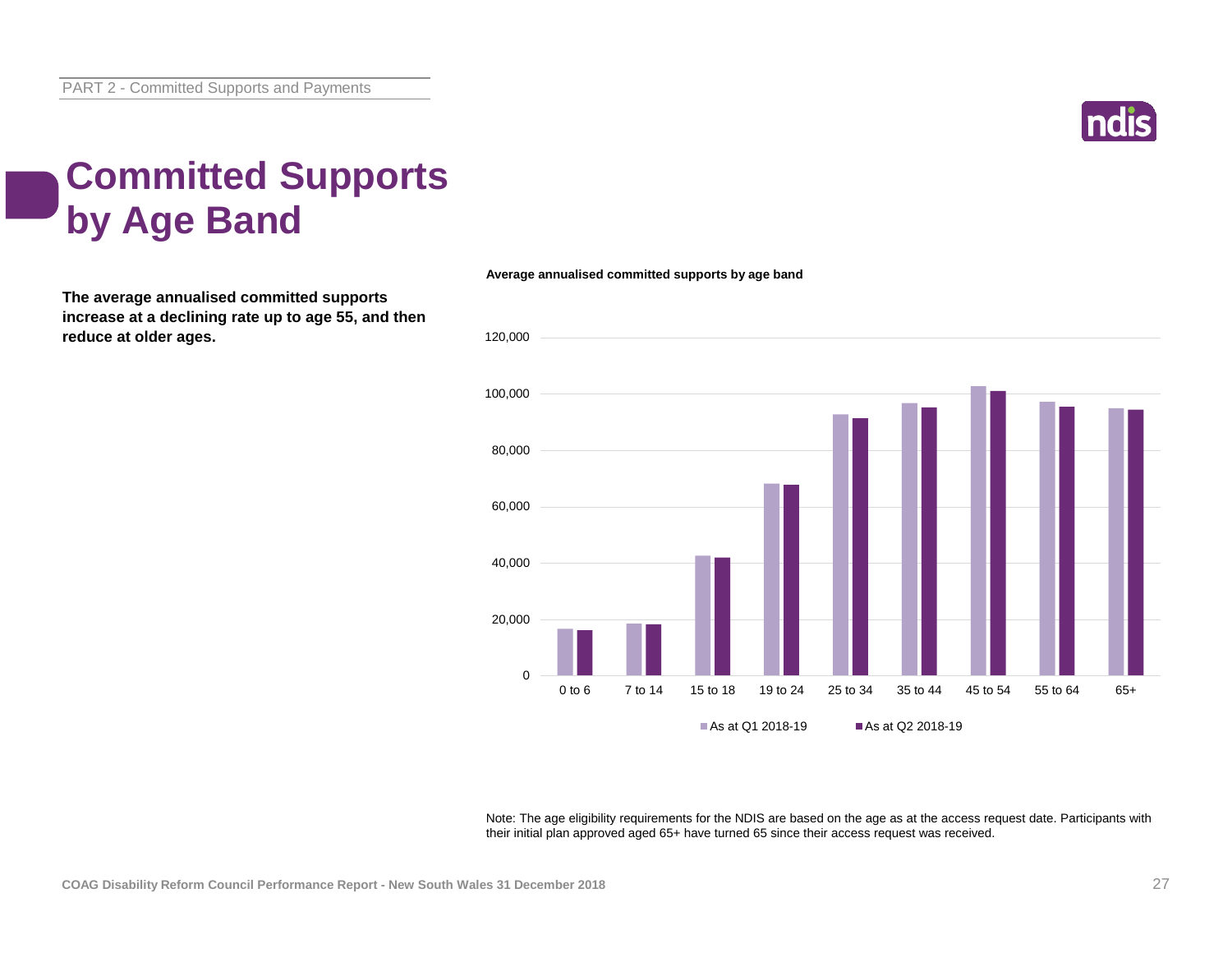# Committed Supports by Age Band

**The average annualised committed supports increase at a declining rate up to age 55, and then reduce at older ages.**

**Average annualised committed supports by age band**

Note: The age eligibility requirements for the NDIS are based on the age as at the access request date. Participants with their initial plan approved aged 65+ have turned 65 since their access request was received.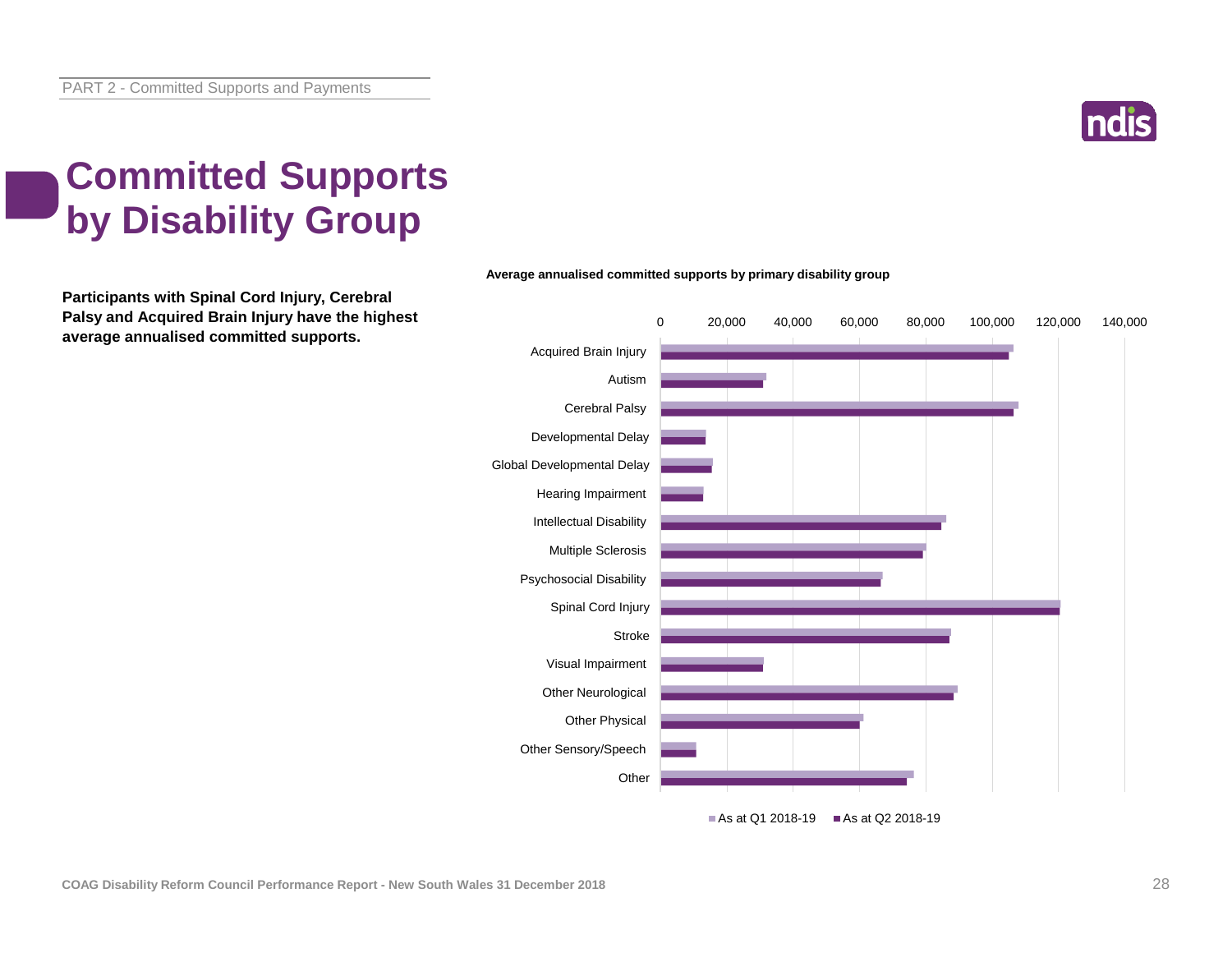# Committed Supports by Disability Group

**Participants with Spinal Cord Injury, Cerebral Palsy and Acquired Brain Injury have the highest average annualised committed supports.**

**Average annualised committed supports by primary disability group**

Primary disability groups shown: Acquired Brain Injury, Autism, Cerebral Palsy, Developmental Delay, Global Developmental Delay, Hearing Impairment, Intellectual Disability, Multiple Sclerosis, Psychosocial Disability, Spinal Cord Injury, Stroke, Visual Impairment, Other Neurological, Other Physical, Other Sensory/Speech, Other

Series: As at Q1 2018-19; As at Q2 2018-19

Axis: 0 to 140,000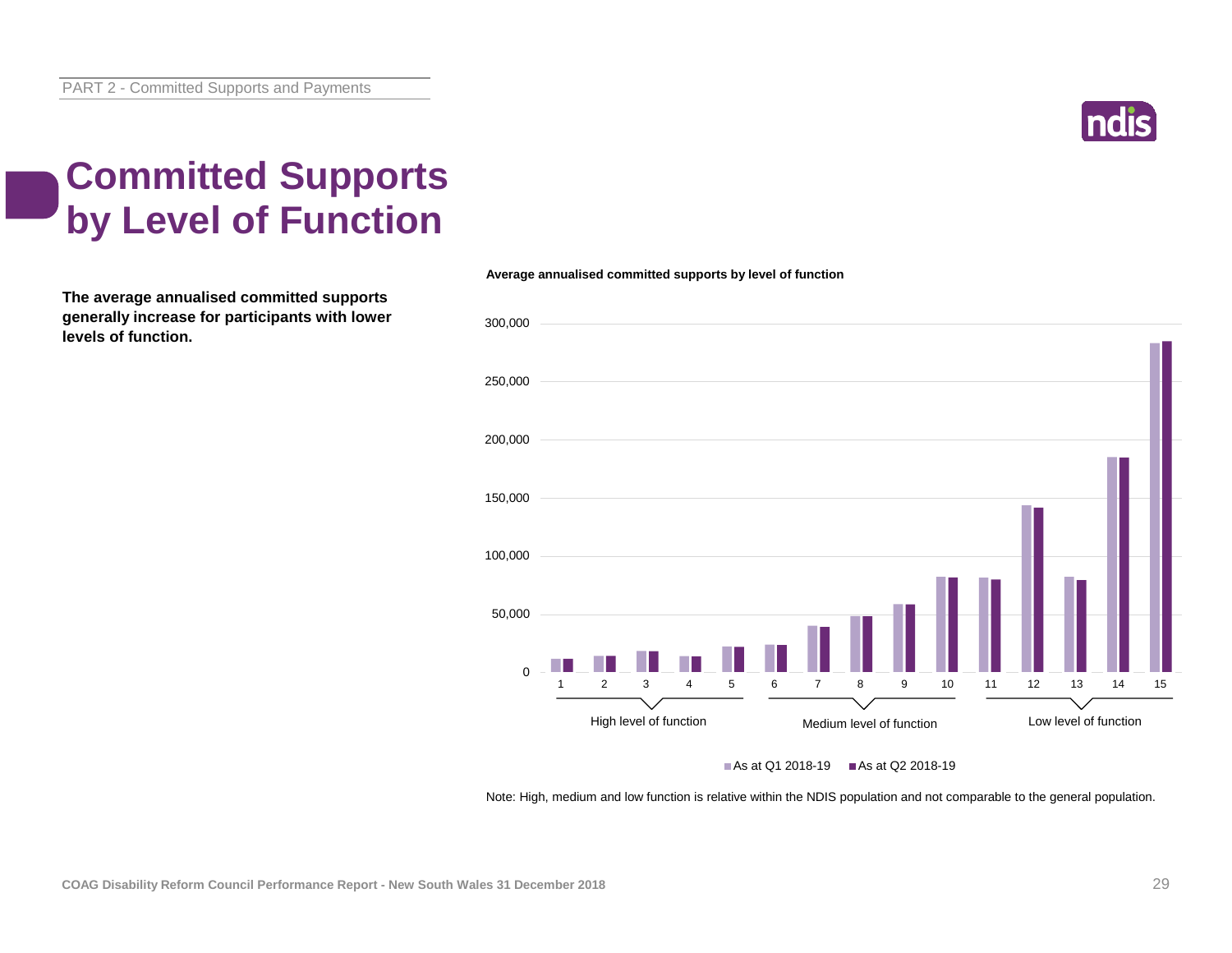# Committed Supports by Level of Function

**The average annualised committed supports generally increase for participants with lower levels of function.**

**Average annualised committed supports by level of function**

| Level of function | As at Q1 2018-19 | As at Q2 2018-19 |
|---|---|---|
| 1 | 12,000 | 12,000 |
| 2 | 14,000 | 14,000 |
| 3 | 18,000 | 18,000 |
| 4 | 14,000 | 14,000 |
| 5 | 22,000 | 22,000 |
| 6 | 24,000 | 24,000 |
| 7 | 40,000 | 39,000 |
| 8 | 48,000 | 48,000 |
| 9 | 59,000 | 58,000 |
| 10 | 82,000 | 82,000 |
| 11 | 82,000 | 80,000 |
| 12 | 144,000 | 142,000 |
| 13 | 82,000 | 79,000 |
| 14 | 185,000 | 185,000 |
| 15 | 283,000 | 285,000 |

Levels 1–5: High level of function; Levels 6–10: Medium level of function; Levels 11–15: Low level of function.

Note: High, medium and low function is relative within the NDIS population and not comparable to the general population.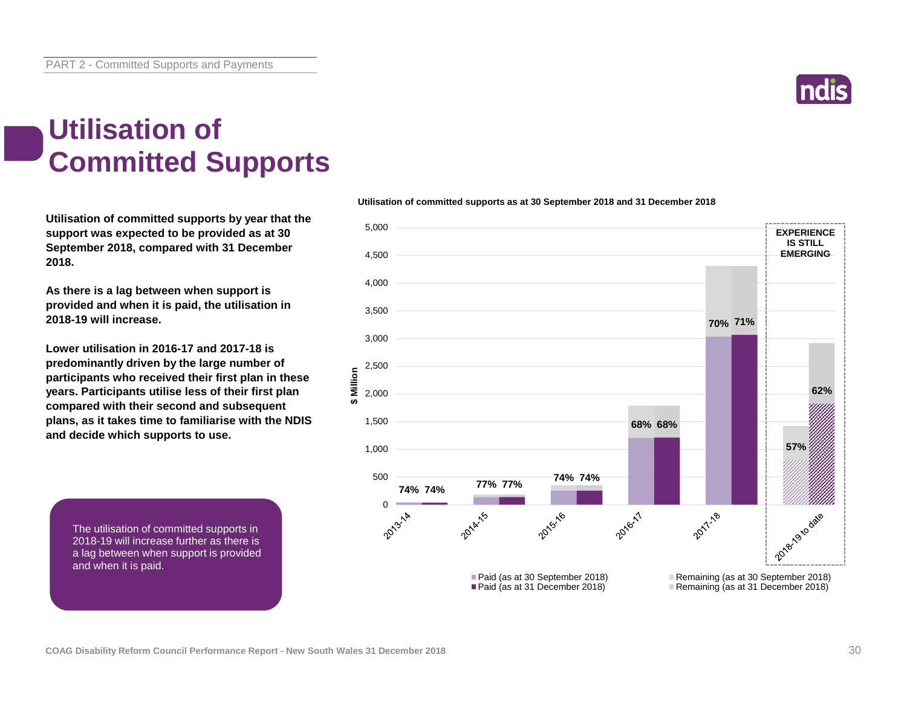# Utilisation of Committed Supports

**Utilisation of committed supports by year that the support was expected to be provided as at 30 September 2018, compared with 31 December 2018.**

**As there is a lag between when support is provided and when it is paid, the utilisation in 2018-19 will increase.**

**Lower utilisation in 2016-17 and 2017-18 is predominantly driven by the large number of participants who received their first plan in these years. Participants utilise less of their first plan compared with their second and subsequent plans, as it takes time to familiarise with the NDIS and decide which supports to use.**

The utilisation of committed supports in 2018-19 will increase further as there is a lag between when support is provided and when it is paid.

**Utilisation of committed supports as at 30 September 2018 and 31 December 2018**

| Year | Utilisation (as at 30 September 2018) | Utilisation (as at 31 December 2018) |
|---|---|---|
| 2013-14 | 74% | 74% |
| 2014-15 | 77% | 77% |
| 2015-16 | 74% | 74% |
| 2016-17 | 68% | 68% |
| 2017-18 | 70% | 71% |
| 2018-19 to date | 57% | 62% |

EXPERIENCE IS STILL EMERGING (2018-19 to date)

$ Million

Legend: Paid (as at 30 September 2018); Paid (as at 31 December 2018); Remaining (as at 30 September 2018); Remaining (as at 31 December 2018)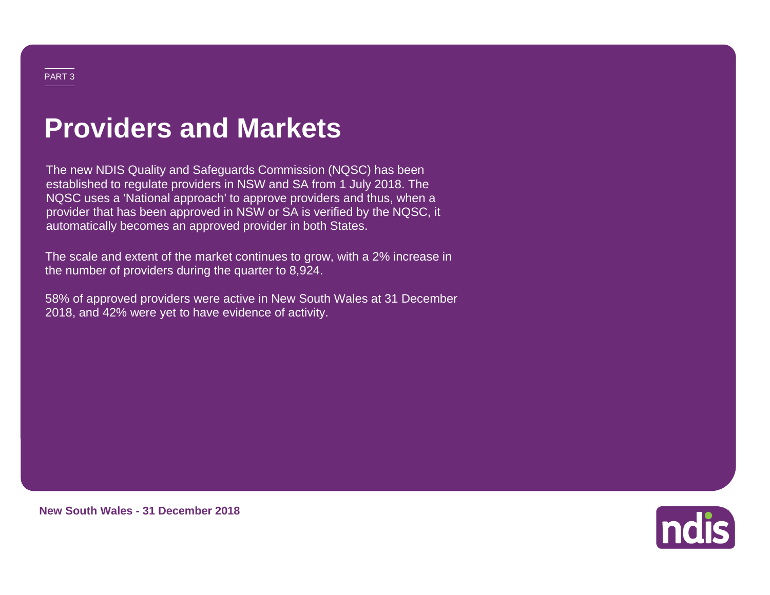PART 3

# Providers and Markets

The new NDIS Quality and Safeguards Commission (NQSC) has been established to regulate providers in NSW and SA from 1 July 2018. The NQSC uses a 'National approach' to approve providers and thus, when a provider that has been approved in NSW or SA is verified by the NQSC, it automatically becomes an approved provider in both States.

The scale and extent of the market continues to grow, with a 2% increase in the number of providers during the quarter to 8,924.

58% of approved providers were active in New South Wales at 31 December 2018, and 42% were yet to have evidence of activity.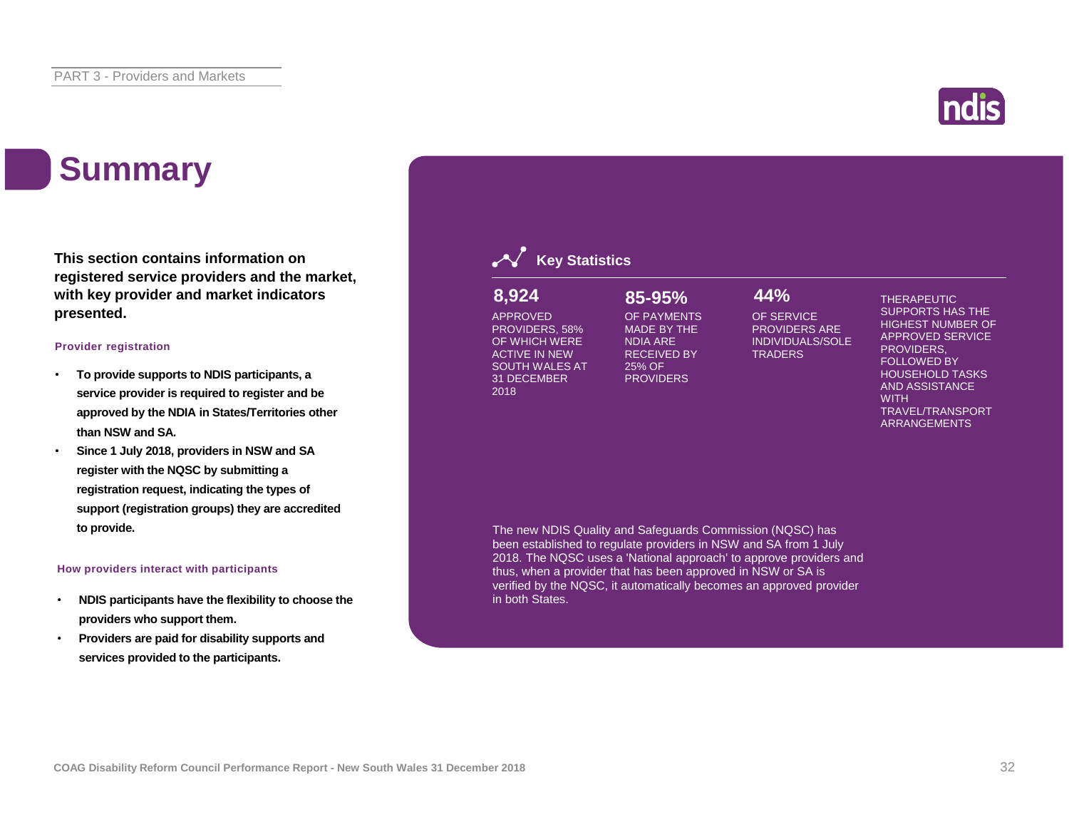# Summary

**This section contains information on registered service providers and the market, with key provider and market indicators presented.**

### Provider registration

- **To provide supports to NDIS participants, a service provider is required to register and be approved by the NDIA in States/Territories other than NSW and SA.**
- **Since 1 July 2018, providers in NSW and SA register with the NQSC by submitting a registration request, indicating the types of support (registration groups) they are accredited to provide.**

### How providers interact with participants

- **NDIS participants have the flexibility to choose the providers who support them.**
- **Providers are paid for disability supports and services provided to the participants.**

## Key Statistics

**8,924**
APPROVED PROVIDERS, 58% OF WHICH WERE ACTIVE IN NEW SOUTH WALES AT 31 DECEMBER 2018

**85-95%**
OF PAYMENTS MADE BY THE NDIA ARE RECEIVED BY 25% OF PROVIDERS

**44%**
OF SERVICE PROVIDERS ARE INDIVIDUALS/SOLE TRADERS

THERAPEUTIC SUPPORTS HAS THE HIGHEST NUMBER OF APPROVED SERVICE PROVIDERS, FOLLOWED BY HOUSEHOLD TASKS AND ASSISTANCE WITH TRAVEL/TRANSPORT ARRANGEMENTS

The new NDIS Quality and Safeguards Commission (NQSC) has been established to regulate providers in NSW and SA from 1 July 2018. The NQSC uses a 'National approach' to approve providers and thus, when a provider that has been approved in NSW or SA is verified by the NQSC, it automatically becomes an approved provider in both States.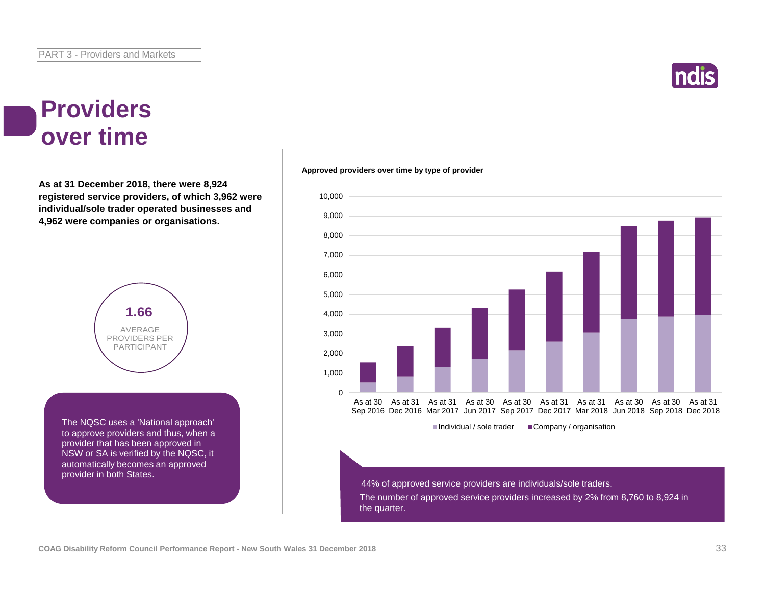# Providers over time

**As at 31 December 2018, there were 8,924 registered service providers, of which 3,962 were individual/sole trader operated businesses and 4,962 were companies or organisations.**

**1.66**
AVERAGE PROVIDERS PER PARTICIPANT

The NQSC uses a 'National approach' to approve providers and thus, when a provider that has been approved in NSW or SA is verified by the NQSC, it automatically becomes an approved provider in both States.

**Approved providers over time by type of provider**

Individual / sole trader | Company / organisation

As at 30 Sep 2016, As at 31 Dec 2016, As at 31 Mar 2017, As at 30 Jun 2017, As at 30 Sep 2017, As at 31 Dec 2017, As at 31 Mar 2018, As at 30 Jun 2018, As at 30 Sep 2018, As at 31 Dec 2018

44% of approved service providers are individuals/sole traders.

The number of approved service providers increased by 2% from 8,760 to 8,924 in the quarter.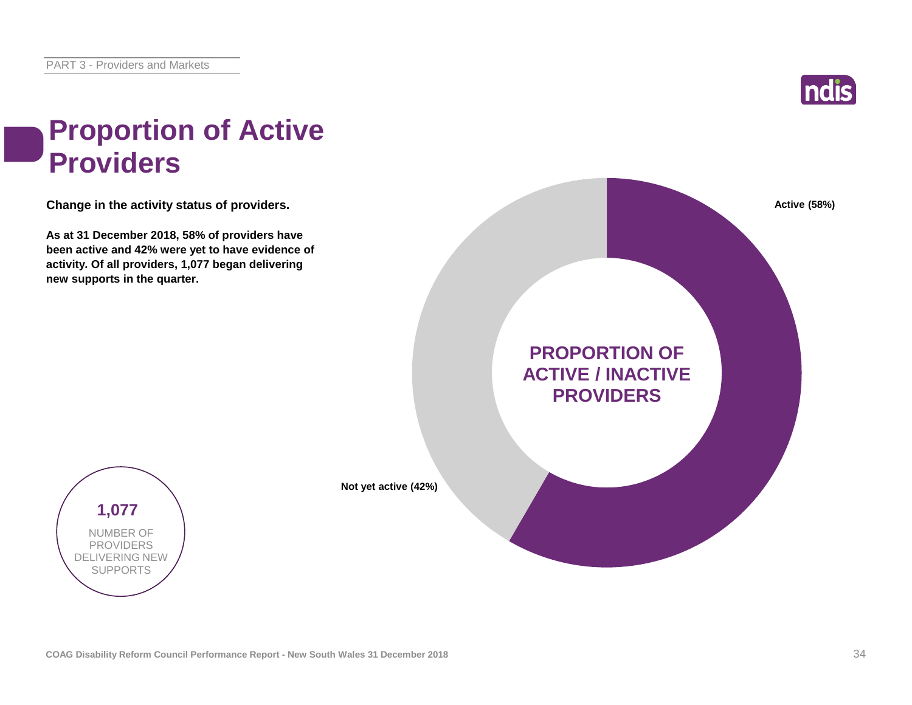# Proportion of Active Providers

**Change in the activity status of providers.**

**As at 31 December 2018, 58% of providers have been active and 42% were yet to have evidence of activity. Of all providers, 1,077 began delivering new supports in the quarter.**

**PROPORTION OF ACTIVE / INACTIVE PROVIDERS**

**Active (58%)**

**Not yet active (42%)**

**1,077**

NUMBER OF PROVIDERS DELIVERING NEW SUPPORTS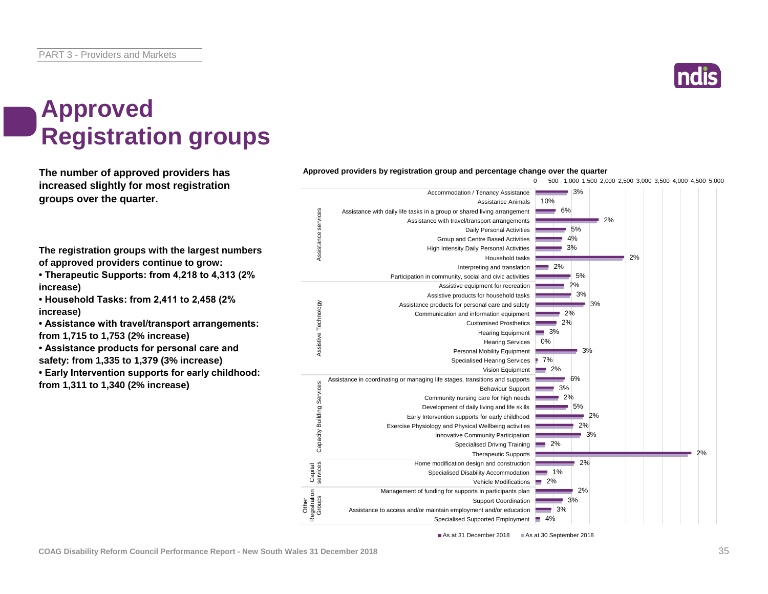# Approved Registration groups

**The number of approved providers has increased slightly for most registration groups over the quarter.**

**The registration groups with the largest numbers of approved providers continue to grow:**

- **Therapeutic Supports: from 4,218 to 4,313 (2% increase)**
- **Household Tasks: from 2,411 to 2,458 (2% increase)**
- **Assistance with travel/transport arrangements: from 1,715 to 1,753 (2% increase)**
- **Assistance products for personal care and safety: from 1,335 to 1,379 (3% increase)**
- **Early Intervention supports for early childhood: from 1,311 to 1,340 (2% increase)**

**Approved providers by registration group and percentage change over the quarter**

| Category | Registration group | % change |
|---|---|---|
| Assistance services | Accommodation / Tenancy Assistance | 3% |
| | Assistance Animals | 10% |
| | Assistance with daily life tasks in a group or shared living arrangement | 6% |
| | Assistance with travel/transport arrangements | 2% |
| | Daily Personal Activities | 5% |
| | Group and Centre Based Activities | 4% |
| | High Intensity Daily Personal Activities | 3% |
| | Household tasks | 2% |
| | Interpreting and translation | 2% |
| | Participation in community, social and civic activities | 5% |
| Assistive Technology | Assistive equipment for recreation | 2% |
| | Assistive products for household tasks | 3% |
| | Assistance products for personal care and safety | 3% |
| | Communication and information equipment | 2% |
| | Customised Prosthetics | 2% |
| | Hearing Equipment | 3% |
| | Hearing Services | 0% |
| | Personal Mobility Equipment | 3% |
| | Specialised Hearing Services | 7% |
| | Vision Equipment | 2% |
| Capacity Building Services | Assistance in coordinating or managing life stages, transitions and supports | 6% |
| | Behaviour Support | 3% |
| | Community nursing care for high needs | 2% |
| | Development of daily living and life skills | 5% |
| | Early Intervention supports for early childhood | 2% |
| | Exercise Physiology and Physical Wellbeing activities | 2% |
| | Innovative Community Participation | 3% |
| | Specialised Driving Training | 2% |
| | Therapeutic Supports | 2% |
| Capital services | Home modification design and construction | 2% |
| | Specialised Disability Accommodation | 1% |
| | Vehicle Modifications | 2% |
| Other Registration Groups | Management of funding for supports in participants plan | 2% |
| | Support Coordination | 3% |
| | Assistance to access and/or maintain employment and/or education | 3% |
| | Specialised Supported Employment | 4% |

Legend: As at 31 December 2018; As at 30 September 2018

COAG Disability Reform Council Performance Report - New South Wales 31 December 2018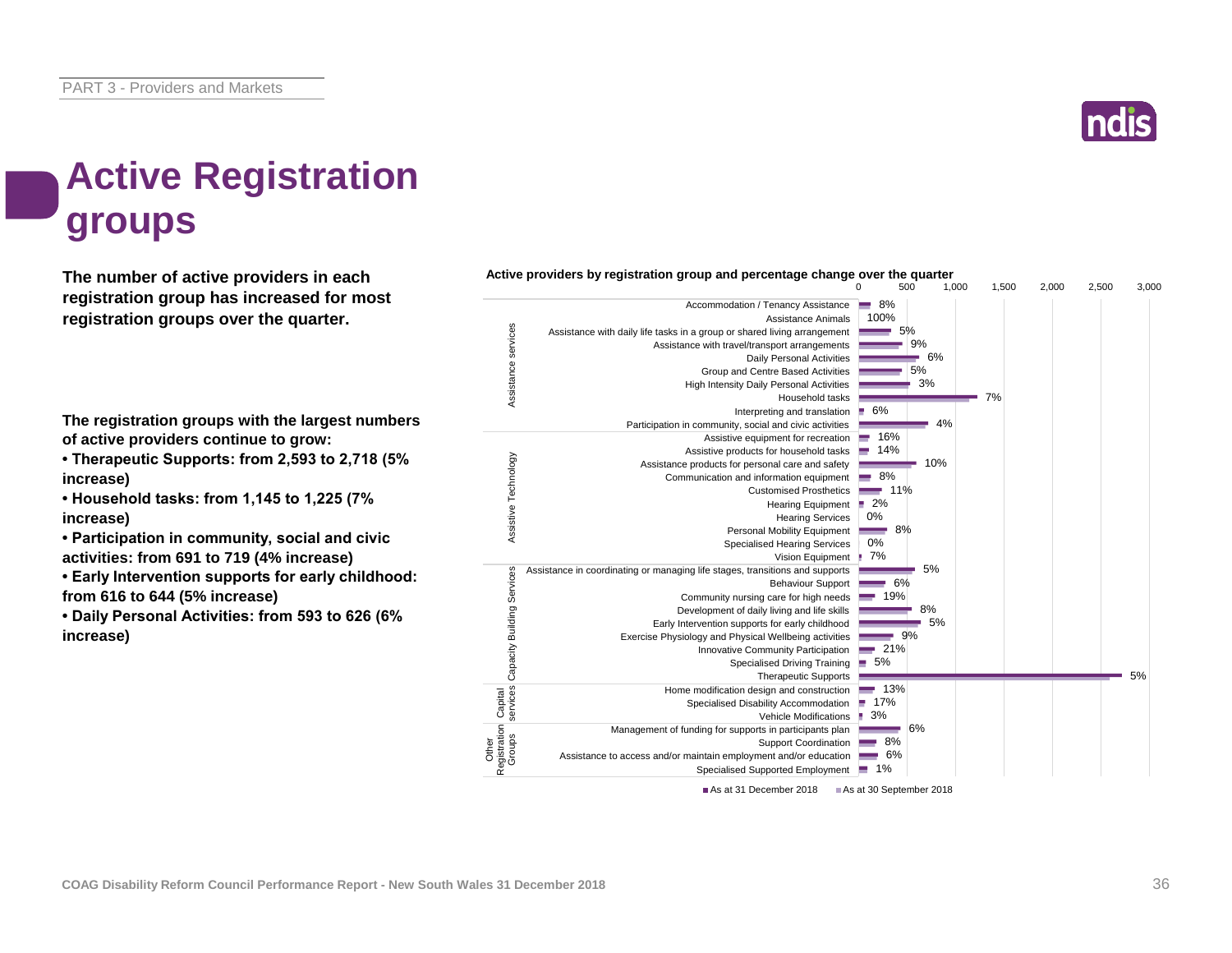PART 3 - Providers and Markets

# Active Registration groups

**The number of active providers in each registration group has increased for most registration groups over the quarter.**

**The registration groups with the largest numbers of active providers continue to grow:**

- **Therapeutic Supports: from 2,593 to 2,718 (5% increase)**
- **Household tasks: from 1,145 to 1,225 (7% increase)**
- **Participation in community, social and civic activities: from 691 to 719 (4% increase)**
- **Early Intervention supports for early childhood: from 616 to 644 (5% increase)**
- **Daily Personal Activities: from 593 to 626 (6% increase)**

**Active providers by registration group and percentage change over the quarter**

| Category | Registration group | % change |
|---|---|---|
| Assistance services | Accommodation / Tenancy Assistance | 8% |
| | Assistance Animals | 100% |
| | Assistance with daily life tasks in a group or shared living arrangement | 5% |
| | Assistance with travel/transport arrangements | 9% |
| | Daily Personal Activities | 6% |
| | Group and Centre Based Activities | 5% |
| | High Intensity Daily Personal Activities | 3% |
| | Household tasks | 7% |
| | Interpreting and translation | 6% |
| | Participation in community, social and civic activities | 4% |
| Assistive Technology | Assistive equipment for recreation | 16% |
| | Assistive products for household tasks | 14% |
| | Assistance products for personal care and safety | 10% |
| | Communication and information equipment | 8% |
| | Customised Prosthetics | 11% |
| | Hearing Equipment | 2% |
| | Hearing Services | 0% |
| | Personal Mobility Equipment | 8% |
| | Specialised Hearing Services | 0% |
| | Vision Equipment | 7% |
| Capacity Building Services | Assistance in coordinating or managing life stages, transitions and supports | 5% |
| | Behaviour Support | 6% |
| | Community nursing care for high needs | 19% |
| | Development of daily living and life skills | 8% |
| | Early Intervention supports for early childhood | 5% |
| | Exercise Physiology and Physical Wellbeing activities | 9% |
| | Innovative Community Participation | 21% |
| | Specialised Driving Training | 5% |
| | Therapeutic Supports | 5% |
| Capital services | Home modification design and construction | 13% |
| | Specialised Disability Accommodation | 17% |
| | Vehicle Modifications | 3% |
| Other Registration Groups | Management of funding for supports in participants plan | 6% |
| | Support Coordination | 8% |
| | Assistance to access and/or maintain employment and/or education | 6% |
| | Specialised Supported Employment | 1% |

■ As at 31 December 2018 ■ As at 30 September 2018

COAG Disability Reform Council Performance Report - New South Wales 31 December 2018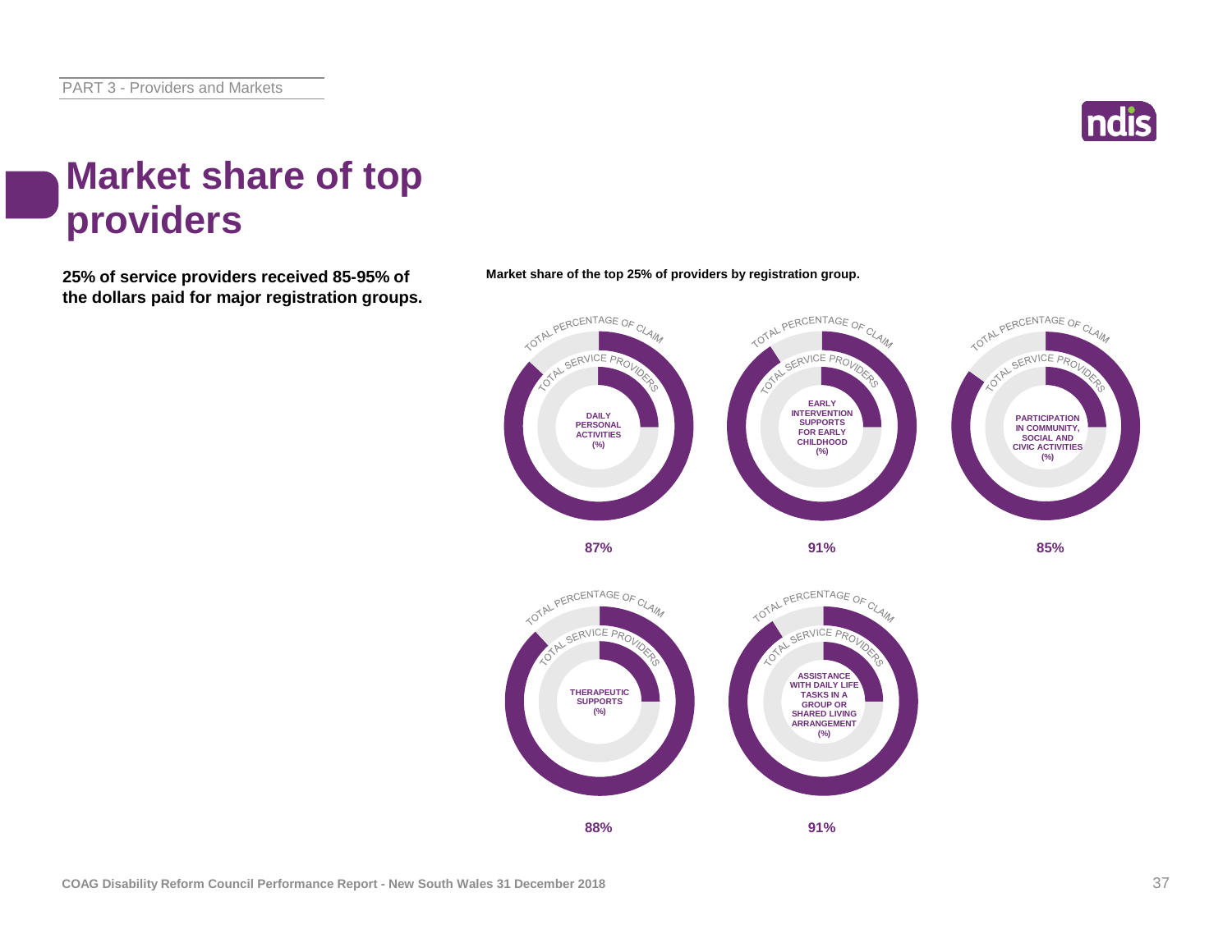# Market share of top providers

**25% of service providers received 85-95% of the dollars paid for major registration groups.**

**Market share of the top 25% of providers by registration group.**

| Registration group | Total percentage of claim (%) |
| --- | --- |
| Daily Personal Activities | 87% |
| Early Intervention Supports for Early Childhood | 91% |
| Participation in Community, Social and Civic Activities | 85% |
| Therapeutic Supports | 88% |
| Assistance with Daily Life Tasks in a Group or Shared Living Arrangement | 91% |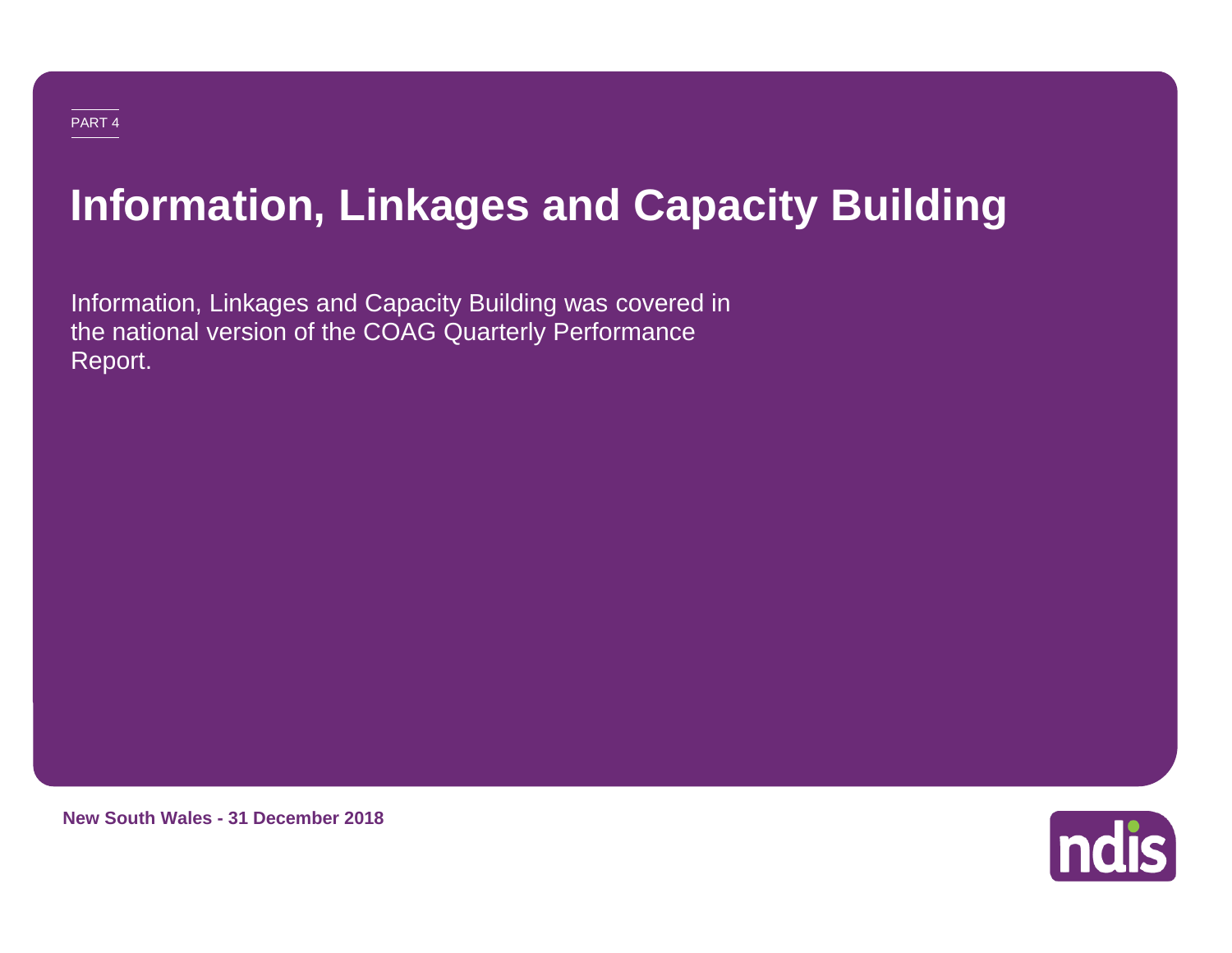PART 4

# Information, Linkages and Capacity Building

Information, Linkages and Capacity Building was covered in the national version of the COAG Quarterly Performance Report.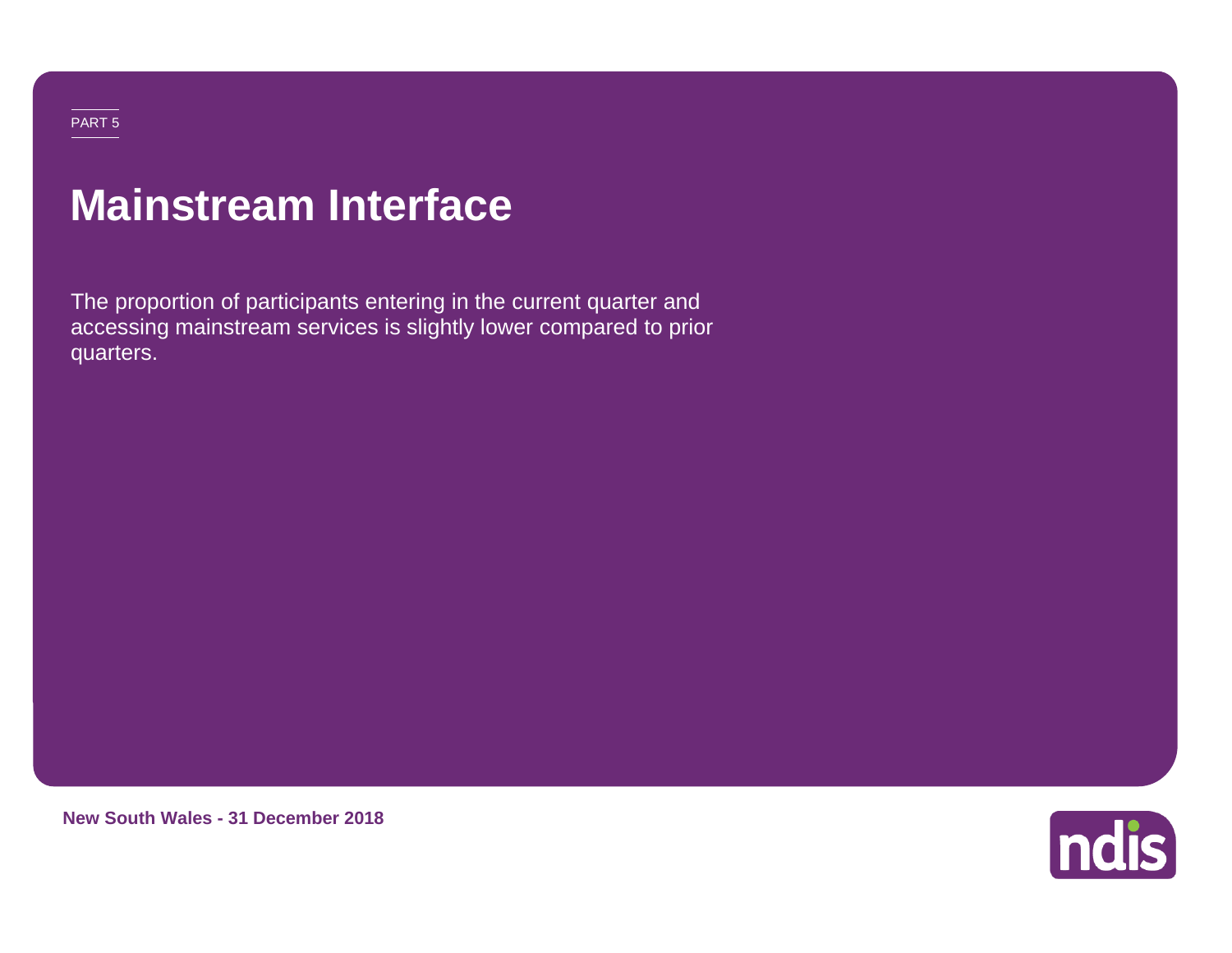PART 5

# Mainstream Interface

The proportion of participants entering in the current quarter and accessing mainstream services is slightly lower compared to prior quarters.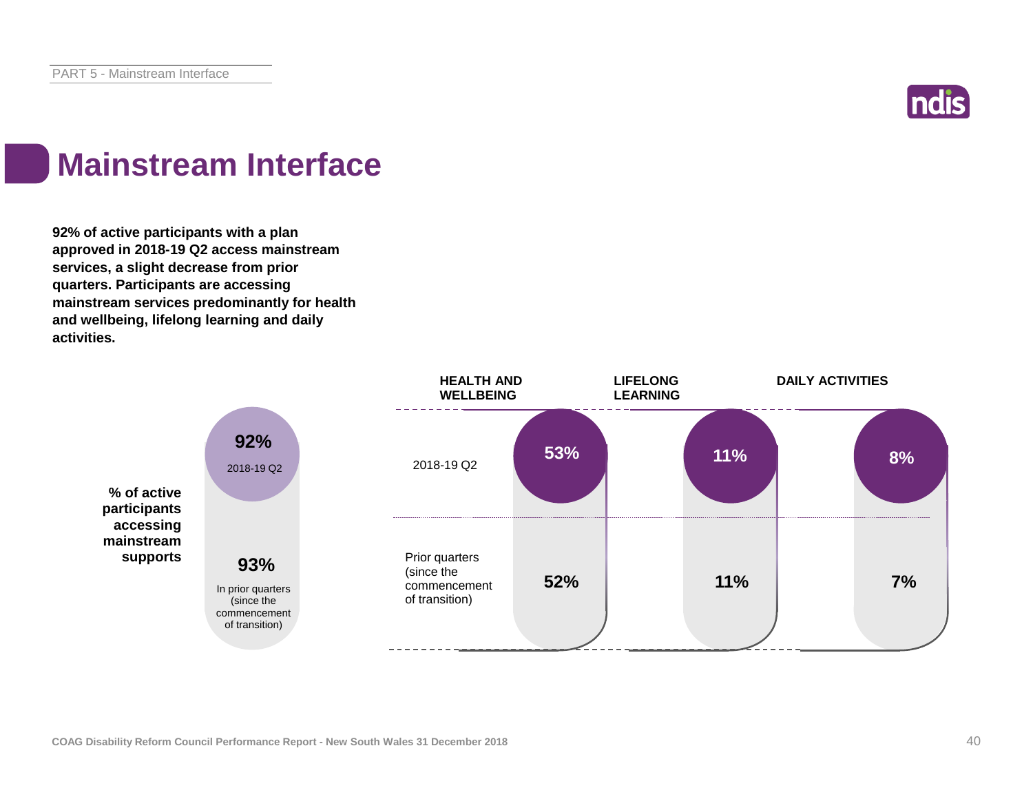// Mainstream Interface

**92% of active participants with a plan approved in 2018-19 Q2 access mainstream services, a slight decrease from prior quarters. Participants are accessing mainstream services predominantly for health and wellbeing, lifelong learning and daily activities.**

| | % of active participants accessing mainstream supports | HEALTH AND WELLBEING | LIFELONG LEARNING | DAILY ACTIVITIES |
|---|---|---|---|---|
| 2018-19 Q2 | 92% | 53% | 11% | 8% |
| In prior quarters (since the commencement of transition) | 93% | 52% | 11% | 7% |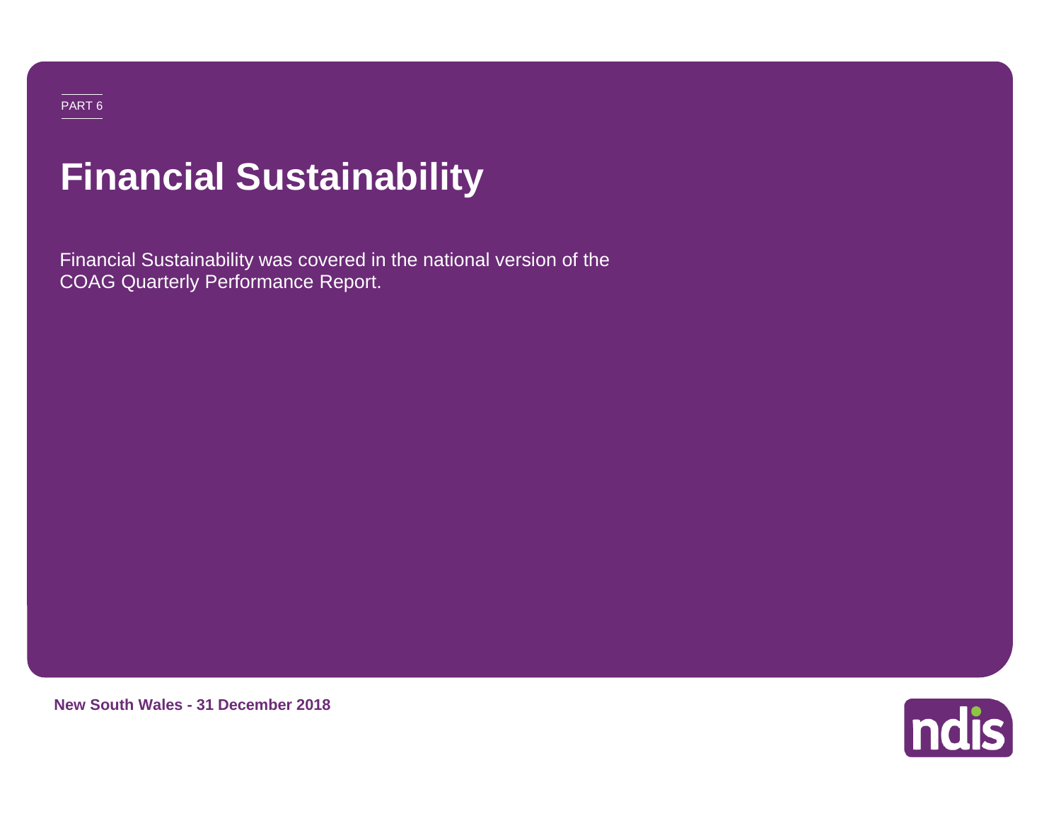PART 6

# Financial Sustainability

Financial Sustainability was covered in the national version of the COAG Quarterly Performance Report.

**New South Wales - 31 December 2018**